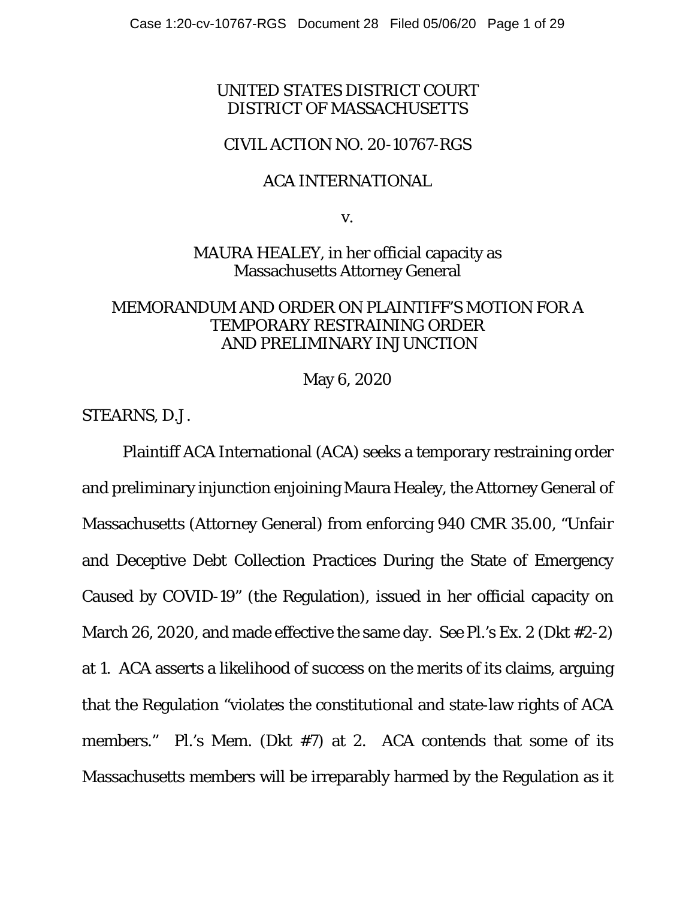UNITED STATES DISTRICT COURT
DISTRICT OF MASSACHUSETTS

CIVIL ACTION NO. 20-10767-RGS

ACA INTERNATIONAL

v.

MAURA HEALEY, in her official capacity as Massachusetts Attorney General

## MEMORANDUM AND ORDER ON PLAINTIFF'S MOTION FOR A TEMPORARY RESTRAINING ORDER AND PRELIMINARY INJUNCTION

May 6, 2020

STEARNS, D.J.

Plaintiff ACA International (ACA) seeks a temporary restraining order and preliminary injunction enjoining Maura Healey, the Attorney General of Massachusetts (Attorney General) from enforcing 940 CMR 35.00, "Unfair and Deceptive Debt Collection Practices During the State of Emergency Caused by COVID-19" (the Regulation), issued in her official capacity on March 26, 2020, and made effective the same day. See Pl.'s Ex. 2 (Dkt #2-2) at 1. ACA asserts a likelihood of success on the merits of its claims, arguing that the Regulation "violates the constitutional and state-law rights of ACA members." Pl.'s Mem. (Dkt #7) at 2. ACA contends that some of its Massachusetts members will be irreparably harmed by the Regulation as it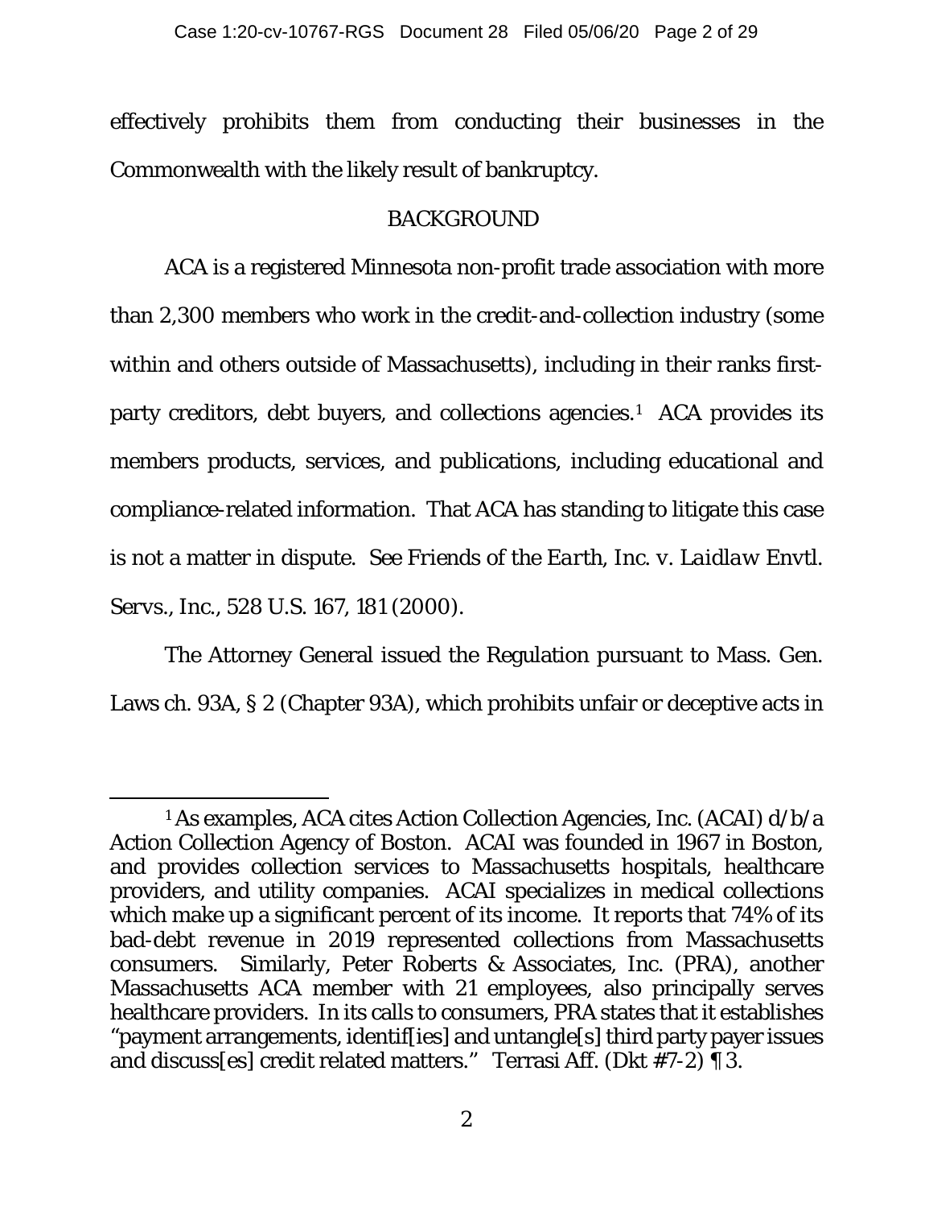effectively prohibits them from conducting their businesses in the Commonwealth with the likely result of bankruptcy.

## BACKGROUND

ACA is a registered Minnesota non-profit trade association with more than 2,300 members who work in the credit-and-collection industry (some within and others outside of Massachusetts), including in their ranks first-party creditors, debt buyers, and collections agencies.[1] ACA provides its members products, services, and publications, including educational and compliance-related information. That ACA has standing to litigate this case is not a matter in dispute. See *Friends of the Earth, Inc. v. Laidlaw Envtl. Servs., Inc.*, 528 U.S. 167, 181 (2000).

The Attorney General issued the Regulation pursuant to Mass. Gen. Laws ch. 93A, § 2 (Chapter 93A), which prohibits unfair or deceptive acts in

---

[1] As examples, ACA cites Action Collection Agencies, Inc. (ACAI) d/b/a Action Collection Agency of Boston. ACAI was founded in 1967 in Boston, and provides collection services to Massachusetts hospitals, healthcare providers, and utility companies. ACAI specializes in medical collections which make up a significant percent of its income. It reports that 74% of its bad-debt revenue in 2019 represented collections from Massachusetts consumers. Similarly, Peter Roberts & Associates, Inc. (PRA), another Massachusetts ACA member with 21 employees, also principally serves healthcare providers. In its calls to consumers, PRA states that it establishes "payment arrangements, identif[ies] and untangle[s] third party payer issues and discuss[es] credit related matters." Terrasi Aff. (Dkt #7-2) ¶ 3.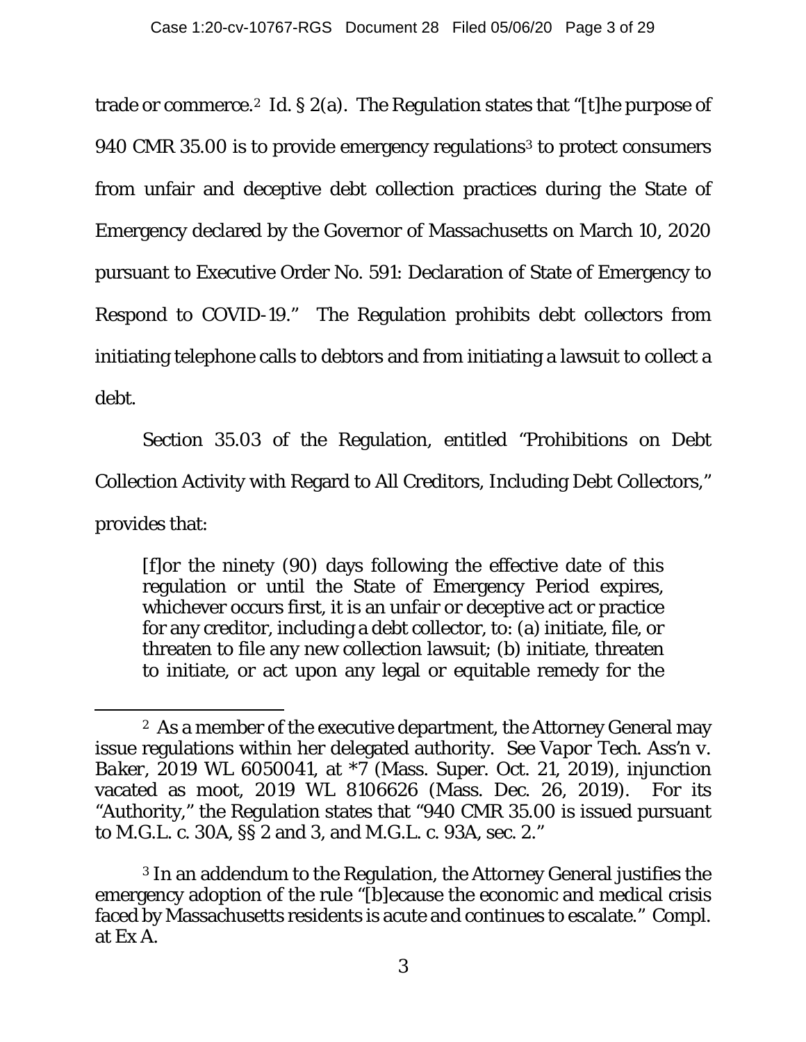trade or commerce.[2] Id. § 2(a). The Regulation states that "[t]he purpose of 940 CMR 35.00 is to provide emergency regulations[3] to protect consumers from unfair and deceptive debt collection practices during the State of Emergency declared by the Governor of Massachusetts on March 10, 2020 pursuant to Executive Order No. 591: Declaration of State of Emergency to Respond to COVID-19." The Regulation prohibits debt collectors from initiating telephone calls to debtors and from initiating a lawsuit to collect a debt.

Section 35.03 of the Regulation, entitled "Prohibitions on Debt Collection Activity with Regard to All Creditors, Including Debt Collectors," provides that:

> [f]or the ninety (90) days following the effective date of this regulation or until the State of Emergency Period expires, whichever occurs first, it is an unfair or deceptive act or practice for any creditor, including a debt collector, to: (a) initiate, file, or threaten to file any new collection lawsuit; (b) initiate, threaten to initiate, or act upon any legal or equitable remedy for the

---

[2] As a member of the executive department, the Attorney General may issue regulations within her delegated authority. *See Vapor Tech. Ass'n v. Baker*, 2019 WL 6050041, at *7 (Mass. Super. Oct. 21, 2019), injunction vacated as moot, 2019 WL 8106626 (Mass. Dec. 26, 2019). For its "Authority," the Regulation states that "940 CMR 35.00 is issued pursuant to M.G.L. c. 30A, §§ 2 and 3, and M.G.L. c. 93A, sec. 2."

[3] In an addendum to the Regulation, the Attorney General justifies the emergency adoption of the rule "[b]ecause the economic and medical crisis faced by Massachusetts residents is acute and continues to escalate." Compl. at Ex A.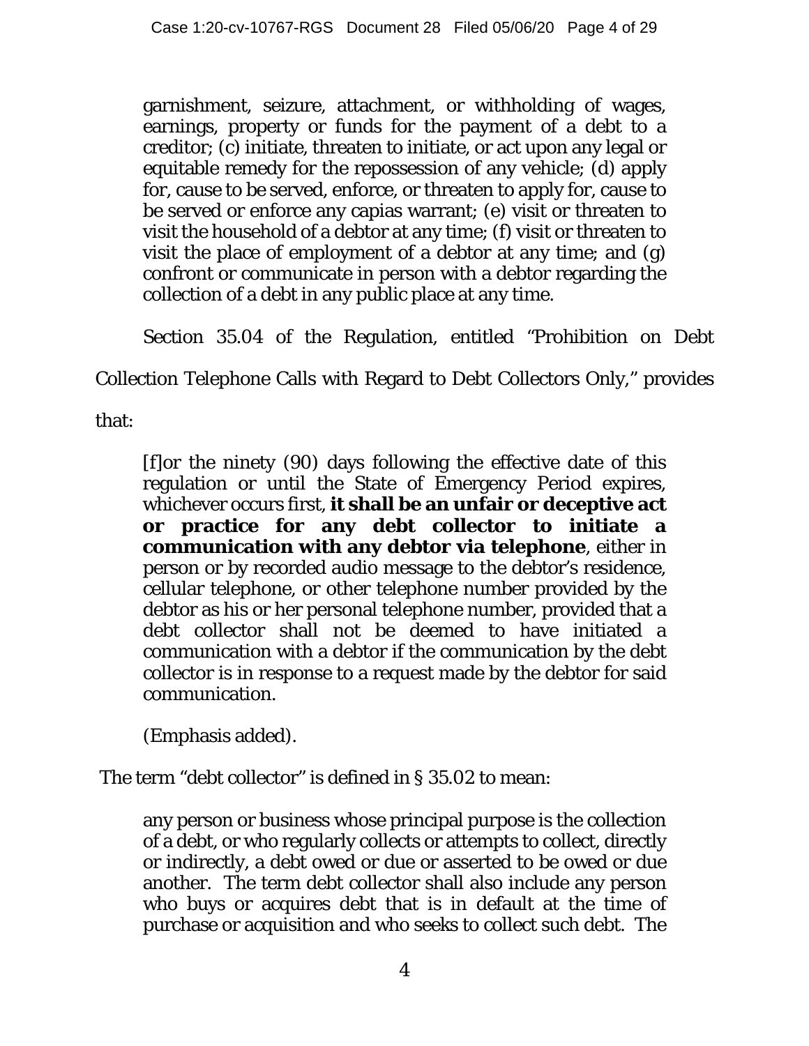> garnishment, seizure, attachment, or withholding of wages, earnings, property or funds for the payment of a debt to a creditor; (c) initiate, threaten to initiate, or act upon any legal or equitable remedy for the repossession of any vehicle; (d) apply for, cause to be served, enforce, or threaten to apply for, cause to be served or enforce any capias warrant; (e) visit or threaten to visit the household of a debtor at any time; (f) visit or threaten to visit the place of employment of a debtor at any time; and (g) confront or communicate in person with a debtor regarding the collection of a debt in any public place at any time.

Section 35.04 of the Regulation, entitled "Prohibition on Debt Collection Telephone Calls with Regard to Debt Collectors Only," provides that:

> [f]or the ninety (90) days following the effective date of this regulation or until the State of Emergency Period expires, whichever occurs first, **it shall be an unfair or deceptive act or practice for any debt collector to initiate a communication with any debtor via telephone**, either in person or by recorded audio message to the debtor's residence, cellular telephone, or other telephone number provided by the debtor as his or her personal telephone number, provided that a debt collector shall not be deemed to have initiated a communication with a debtor if the communication by the debt collector is in response to a request made by the debtor for said communication.
>
> (Emphasis added).

The term "debt collector" is defined in § 35.02 to mean:

> any person or business whose principal purpose is the collection of a debt, or who regularly collects or attempts to collect, directly or indirectly, a debt owed or due or asserted to be owed or due another. The term debt collector shall also include any person who buys or acquires debt that is in default at the time of purchase or acquisition and who seeks to collect such debt. The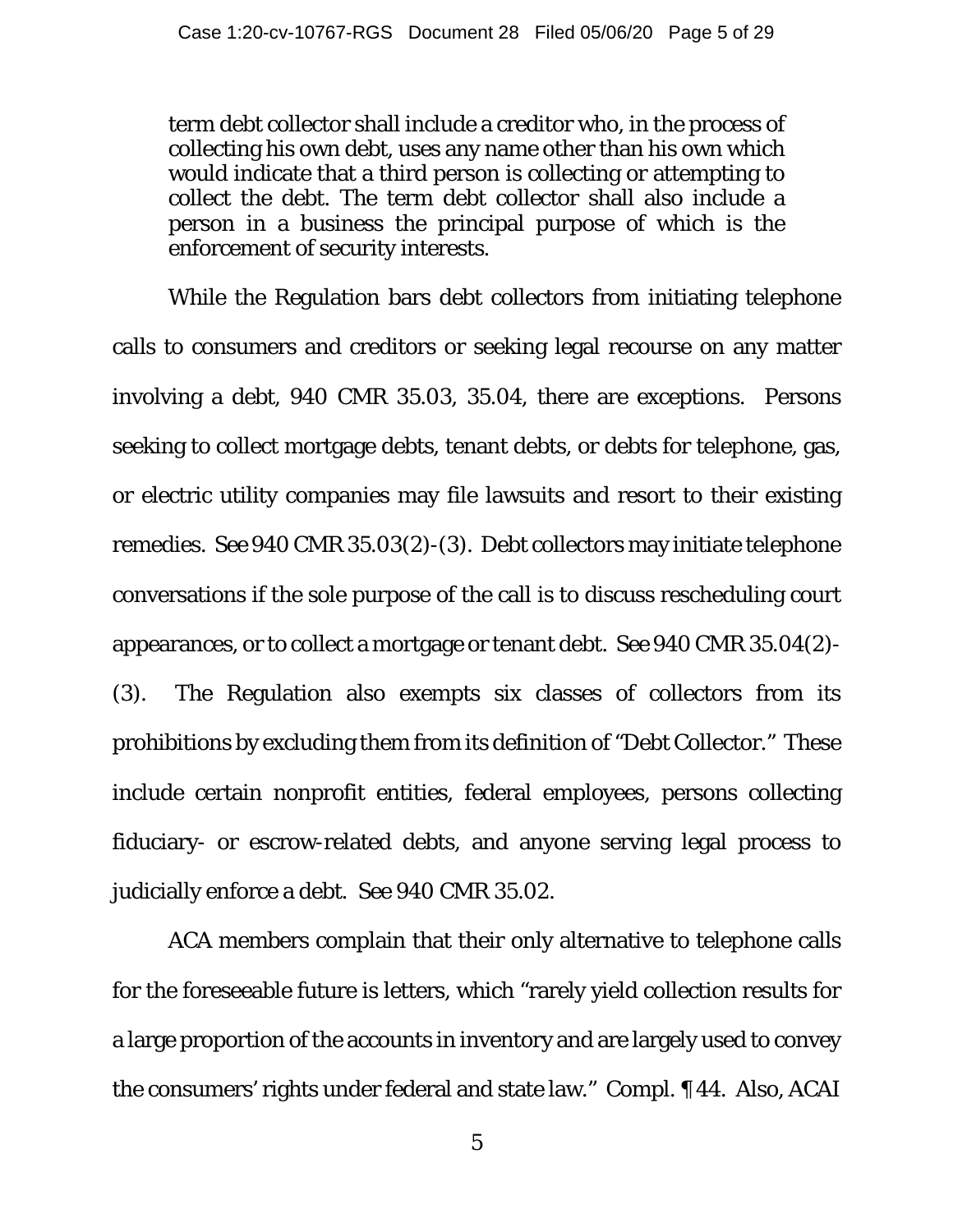> term debt collector shall include a creditor who, in the process of collecting his own debt, uses any name other than his own which would indicate that a third person is collecting or attempting to collect the debt. The term debt collector shall also include a person in a business the principal purpose of which is the enforcement of security interests.

While the Regulation bars debt collectors from initiating telephone calls to consumers and creditors or seeking legal recourse on any matter involving a debt, 940 CMR 35.03, 35.04, there are exceptions. Persons seeking to collect mortgage debts, tenant debts, or debts for telephone, gas, or electric utility companies may file lawsuits and resort to their existing remedies. See 940 CMR 35.03(2)-(3). Debt collectors may initiate telephone conversations if the sole purpose of the call is to discuss rescheduling court appearances, or to collect a mortgage or tenant debt. See 940 CMR 35.04(2)-(3). The Regulation also exempts six classes of collectors from its prohibitions by excluding them from its definition of "Debt Collector." These include certain nonprofit entities, federal employees, persons collecting fiduciary- or escrow-related debts, and anyone serving legal process to judicially enforce a debt. See 940 CMR 35.02.

ACA members complain that their only alternative to telephone calls for the foreseeable future is letters, which "rarely yield collection results for a large proportion of the accounts in inventory and are largely used to convey the consumers' rights under federal and state law." Compl. ¶ 44. Also, ACAI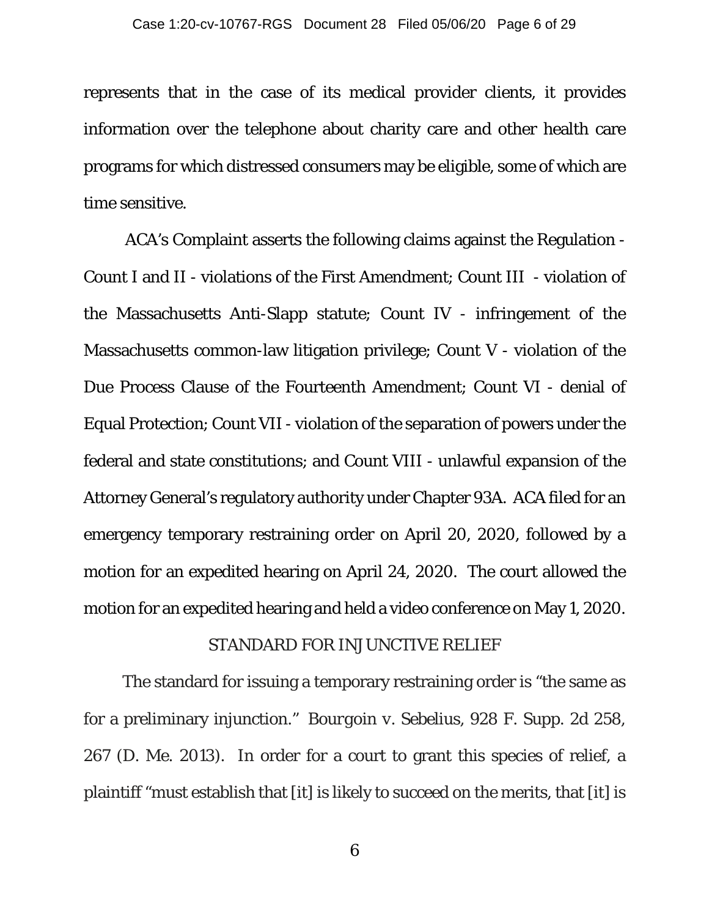represents that in the case of its medical provider clients, it provides information over the telephone about charity care and other health care programs for which distressed consumers may be eligible, some of which are time sensitive.

ACA's Complaint asserts the following claims against the Regulation - Count I and II - violations of the First Amendment; Count III - violation of the Massachusetts Anti-Slapp statute; Count IV - infringement of the Massachusetts common-law litigation privilege; Count V - violation of the Due Process Clause of the Fourteenth Amendment; Count VI - denial of Equal Protection; Count VII - violation of the separation of powers under the federal and state constitutions; and Count VIII - unlawful expansion of the Attorney General's regulatory authority under Chapter 93A. ACA filed for an emergency temporary restraining order on April 20, 2020, followed by a motion for an expedited hearing on April 24, 2020. The court allowed the motion for an expedited hearing and held a video conference on May 1, 2020.

## STANDARD FOR INJUNCTIVE RELIEF

The standard for issuing a temporary restraining order is "the same as for a preliminary injunction." Bourgoin v. Sebelius, 928 F. Supp. 2d 258, 267 (D. Me. 2013). In order for a court to grant this species of relief, a plaintiff "must establish that [it] is likely to succeed on the merits, that [it] is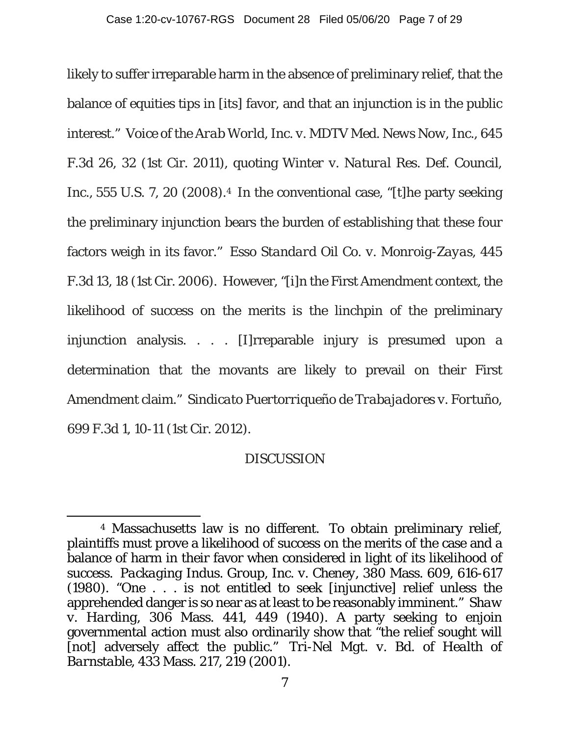likely to suffer irreparable harm in the absence of preliminary relief, that the balance of equities tips in [its] favor, and that an injunction is in the public interest." *Voice of the Arab World, Inc. v. MDTV Med. News Now, Inc.*, 645 F.3d 26, 32 (1st Cir. 2011), quoting *Winter v. Natural Res. Def. Council, Inc.*, 555 U.S. 7, 20 (2008).[4] In the conventional case, "[t]he party seeking the preliminary injunction bears the burden of establishing that these four factors weigh in its favor." *Esso Standard Oil Co. v. Monroig-Zayas*, 445 F.3d 13, 18 (1st Cir. 2006). However, "[i]n the First Amendment context, the likelihood of success on the merits is the linchpin of the preliminary injunction analysis. . . . [I]rreparable injury is presumed upon a determination that the movants are likely to prevail on their First Amendment claim." *Sindicato Puertorriqueño de Trabajadores v. Fortuño*, 699 F.3d 1, 10-11 (1st Cir. 2012).

## DISCUSSION

---

[4] Massachusetts law is no different. To obtain preliminary relief, plaintiffs must prove a likelihood of success on the merits of the case and a balance of harm in their favor when considered in light of its likelihood of success. *Packaging Indus. Group, Inc. v. Cheney*, 380 Mass. 609, 616-617 (1980). "One . . . is not entitled to seek [injunctive] relief unless the apprehended danger is so near as at least to be reasonably imminent." *Shaw v. Harding*, 306 Mass. 441, 449 (1940). A party seeking to enjoin governmental action must also ordinarily show that "the relief sought will [not] adversely affect the public." *Tri-Nel Mgt. v. Bd. of Health of Barnstable*, 433 Mass. 217, 219 (2001).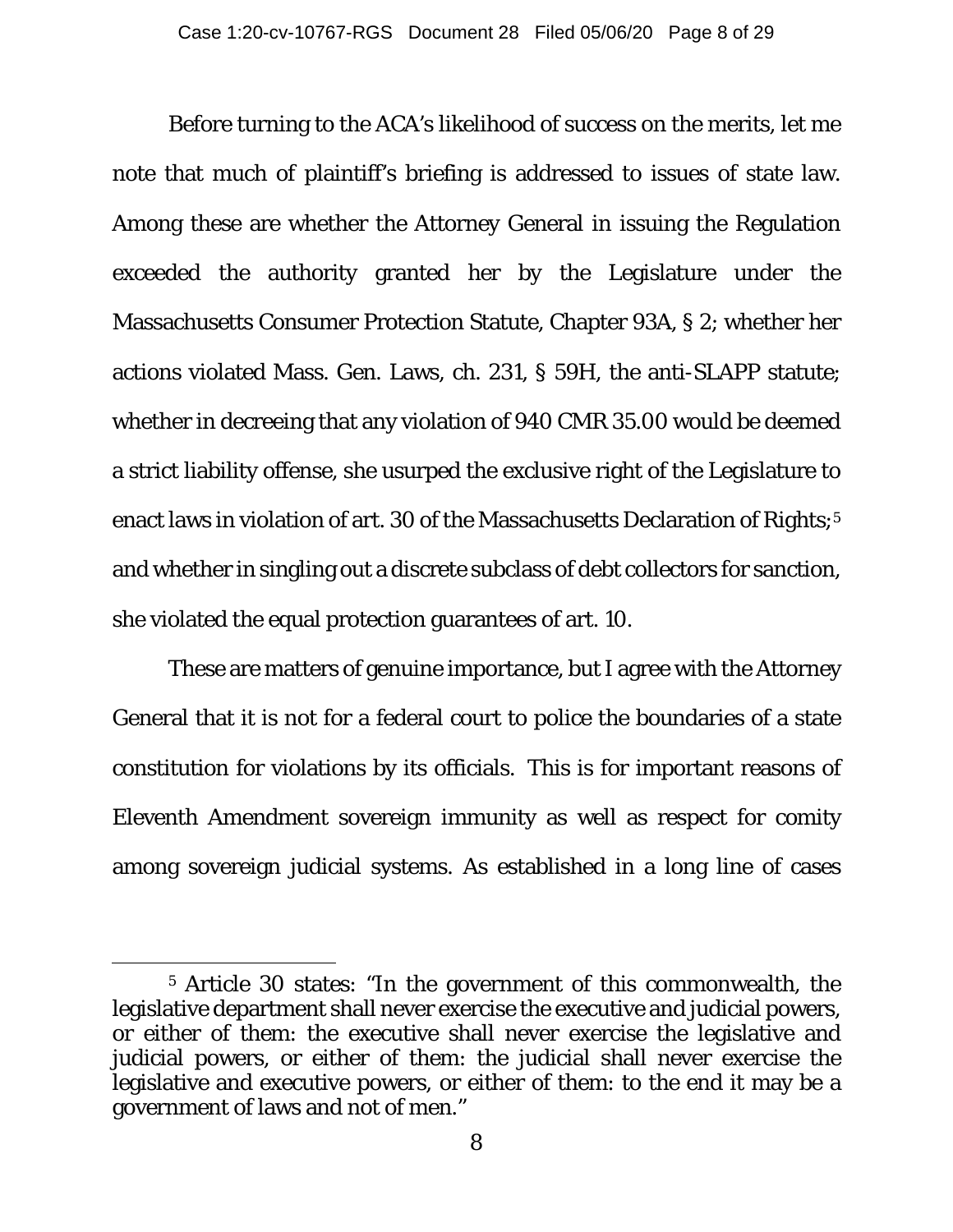Before turning to the ACA's likelihood of success on the merits, let me note that much of plaintiff's briefing is addressed to issues of state law. Among these are whether the Attorney General in issuing the Regulation exceeded the authority granted her by the Legislature under the Massachusetts Consumer Protection Statute, Chapter 93A, § 2; whether her actions violated Mass. Gen. Laws, ch. 231, § 59H, the anti-SLAPP statute; whether in decreeing that any violation of 940 CMR 35.00 would be deemed a strict liability offense, she usurped the exclusive right of the Legislature to enact laws in violation of art. 30 of the Massachusetts Declaration of Rights;[5] and whether in singling out a discrete subclass of debt collectors for sanction, she violated the equal protection guarantees of art. 10.

These are matters of genuine importance, but I agree with the Attorney General that it is not for a federal court to police the boundaries of a state constitution for violations by its officials. This is for important reasons of Eleventh Amendment sovereign immunity as well as respect for comity among sovereign judicial systems. As established in a long line of cases

---

[5] Article 30 states: "In the government of this commonwealth, the legislative department shall never exercise the executive and judicial powers, or either of them: the executive shall never exercise the legislative and judicial powers, or either of them: the judicial shall never exercise the legislative and executive powers, or either of them: to the end it may be a government of laws and not of men."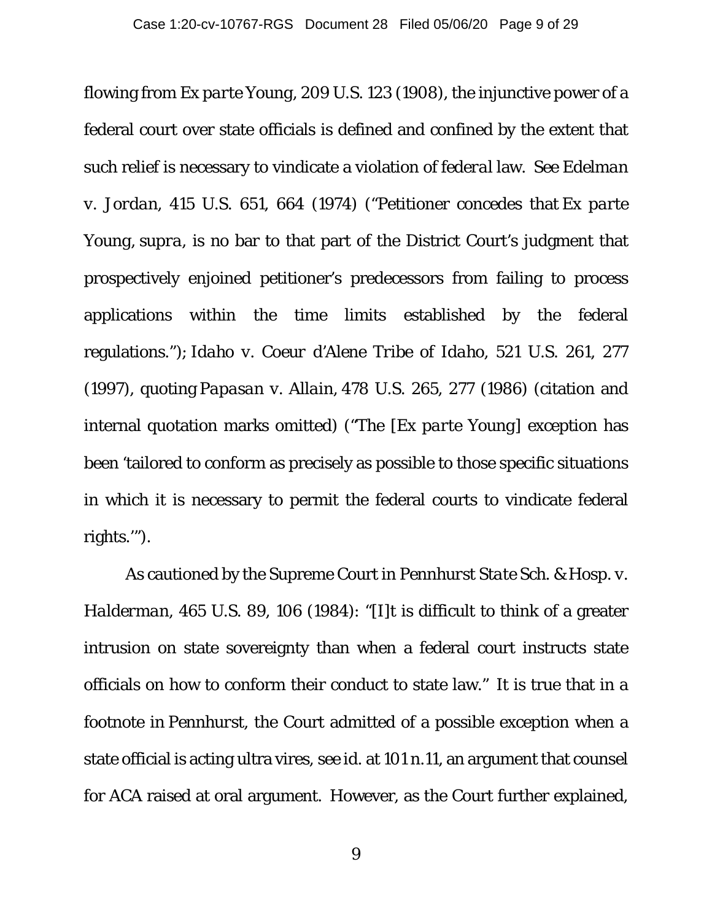flowing from *Ex parte Young*, 209 U.S. 123 (1908), the injunctive power of a federal court over state officials is defined and confined by the extent that such relief is necessary to vindicate a violation of *federal* law. *See Edelman v. Jordan*, 415 U.S. 651, 664 (1974) ("Petitioner concedes that *Ex parte Young*, *supra*, is no bar to that part of the District Court's judgment that prospectively enjoined petitioner's predecessors from failing to process applications within the time limits established by the federal regulations."); *Idaho v. Coeur d'Alene Tribe of Idaho*, 521 U.S. 261, 277 (1997), quoting *Papasan v. Allain*, 478 U.S. 265, 277 (1986) (citation and internal quotation marks omitted) ("The [*Ex parte Young*] exception has been 'tailored to conform as precisely as possible to those specific situations in which it is necessary to permit the federal courts to vindicate federal rights.'").

As cautioned by the Supreme Court in *Pennhurst State Sch. & Hosp. v. Halderman*, 465 U.S. 89, 106 (1984): "[I]t is difficult to think of a greater intrusion on state sovereignty than when a federal court instructs state officials on how to conform their conduct to state law." It is true that in a footnote in *Pennhurst*, the Court admitted of a possible exception when a state official is acting ultra vires, *see id.* at 101 n.11, an argument that counsel for ACA raised at oral argument. However, as the Court further explained,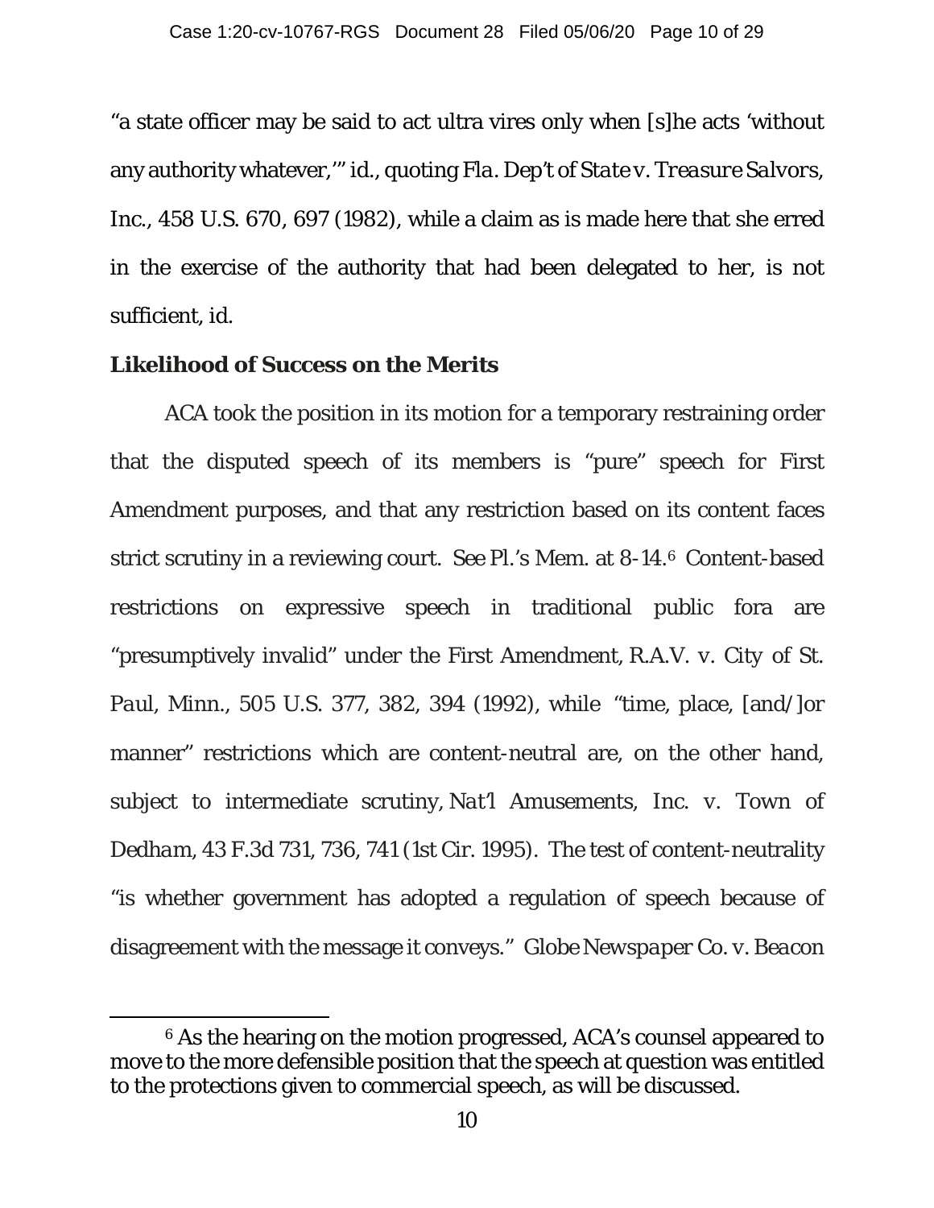"a state officer may be said to act ultra vires only when [s]he acts 'without any authority whatever,'" *id.*, quoting *Fla. Dep't of State v. Treasure Salvors, Inc.*, 458 U.S. 670, 697 (1982), while a claim as is made here that she erred in the exercise of the authority that had been delegated to her, is not sufficient, *id.*

**Likelihood of Success on the Merits**

ACA took the position in its motion for a temporary restraining order that the disputed speech of its members is "pure" speech for First Amendment purposes, and that any restriction based on its content faces strict scrutiny in a reviewing court. *See* Pl.'s Mem. at 8-14.[6] Content-based restrictions on expressive speech in traditional public fora are "presumptively invalid" under the First Amendment, *R.A.V. v. City of St. Paul, Minn.*, 505 U.S. 377, 382, 394 (1992), while "time, place, [and/]or manner" restrictions which are content-neutral are, on the other hand, subject to intermediate scrutiny, *Nat'l Amusements, Inc. v. Town of Dedham*, 43 F.3d 731, 736, 741 (1st Cir. 1995). The test of content-neutrality "is whether government has adopted a regulation of speech because of disagreement with the message it conveys." *Globe Newspaper Co. v. Beacon*

[6] As the hearing on the motion progressed, ACA's counsel appeared to move to the more defensible position that the speech at question was entitled to the protections given to commercial speech, as will be discussed.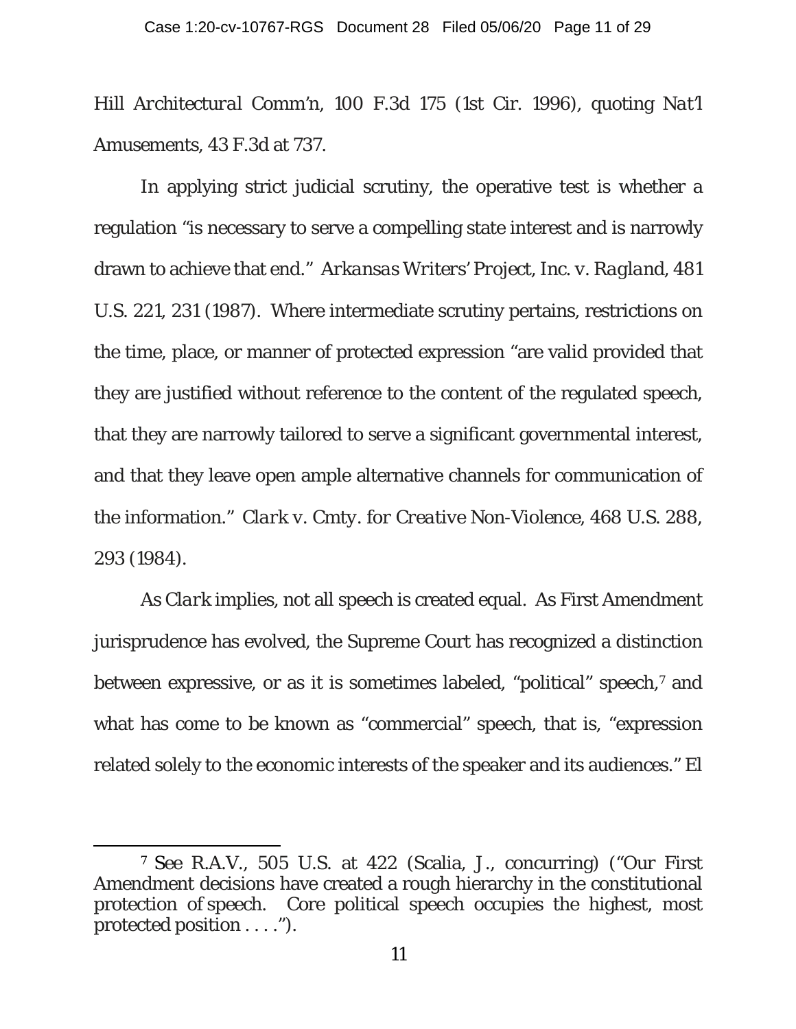*Hill Architectural Comm'n*, 100 F.3d 175 (1st Cir. 1996), quoting *Nat'l Amusements*, 43 F.3d at 737.

In applying strict judicial scrutiny, the operative test is whether a regulation "is necessary to serve a compelling state interest and is narrowly drawn to achieve that end." *Arkansas Writers' Project, Inc. v. Ragland*, 481 U.S. 221, 231 (1987). Where intermediate scrutiny pertains, restrictions on the time, place, or manner of protected expression "are valid provided that they are justified without reference to the content of the regulated speech, that they are narrowly tailored to serve a significant governmental interest, and that they leave open ample alternative channels for communication of the information." *Clark v. Cmty. for Creative Non-Violence*, 468 U.S. 288, 293 (1984).

As *Clark* implies, not all speech is created equal. As First Amendment jurisprudence has evolved, the Supreme Court has recognized a distinction between expressive, or as it is sometimes labeled, "political" speech,[7] and what has come to be known as "commercial" speech, that is, "expression related solely to the economic interests of the speaker and its audiences." El

---

[7] *See R.A.V.*, 505 U.S. at 422 (Scalia, J., concurring) ("Our First Amendment decisions have created a rough hierarchy in the constitutional protection of speech. Core political speech occupies the highest, most protected position . . . .").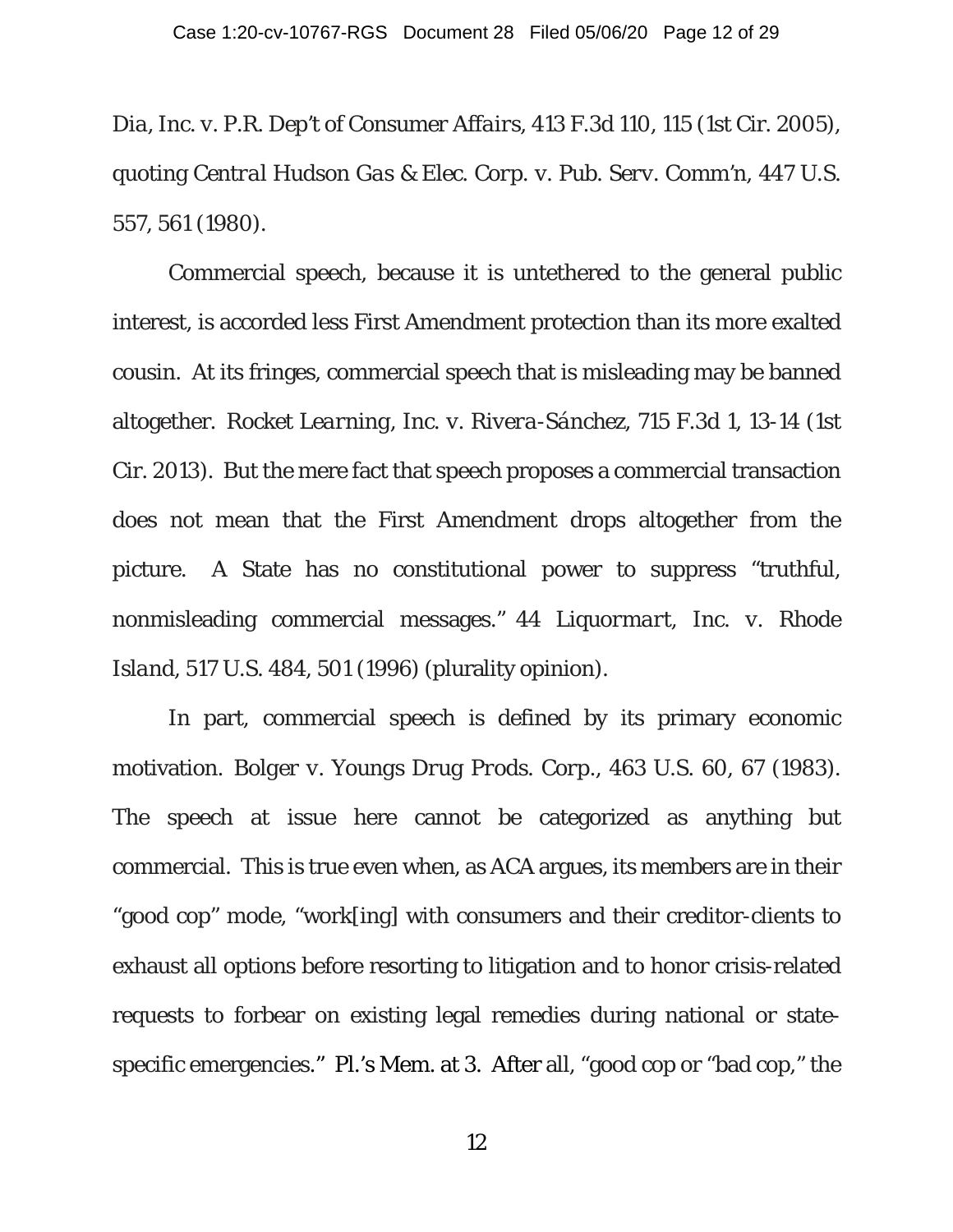*Dia, Inc. v. P.R. Dep't of Consumer Affairs*, 413 F.3d 110, 115 (1st Cir. 2005), quoting *Central Hudson Gas & Elec. Corp. v. Pub. Serv. Comm'n*, 447 U.S. 557, 561 (1980).

Commercial speech, because it is untethered to the general public interest, is accorded less First Amendment protection than its more exalted cousin. At its fringes, commercial speech that is misleading may be banned altogether. *Rocket Learning, Inc. v. Rivera-Sánchez*, 715 F.3d 1, 13-14 (1st Cir. 2013). But the mere fact that speech proposes a commercial transaction does not mean that the First Amendment drops altogether from the picture. A State has no constitutional power to suppress "truthful, nonmisleading commercial messages." *44 Liquormart, Inc. v. Rhode Island*, 517 U.S. 484, 501 (1996) (plurality opinion).

In part, commercial speech is defined by its primary economic motivation. *Bolger v. Youngs Drug Prods. Corp.*, 463 U.S. 60, 67 (1983). The speech at issue here cannot be categorized as anything but commercial. This is true even when, as ACA argues, its members are in their "good cop" mode, "work[ing] with consumers and their creditor-clients to exhaust all options before resorting to litigation and to honor crisis-related requests to forbear on existing legal remedies during national or state-specific emergencies." Pl.'s Mem. at 3. After all, "good cop or "bad cop," the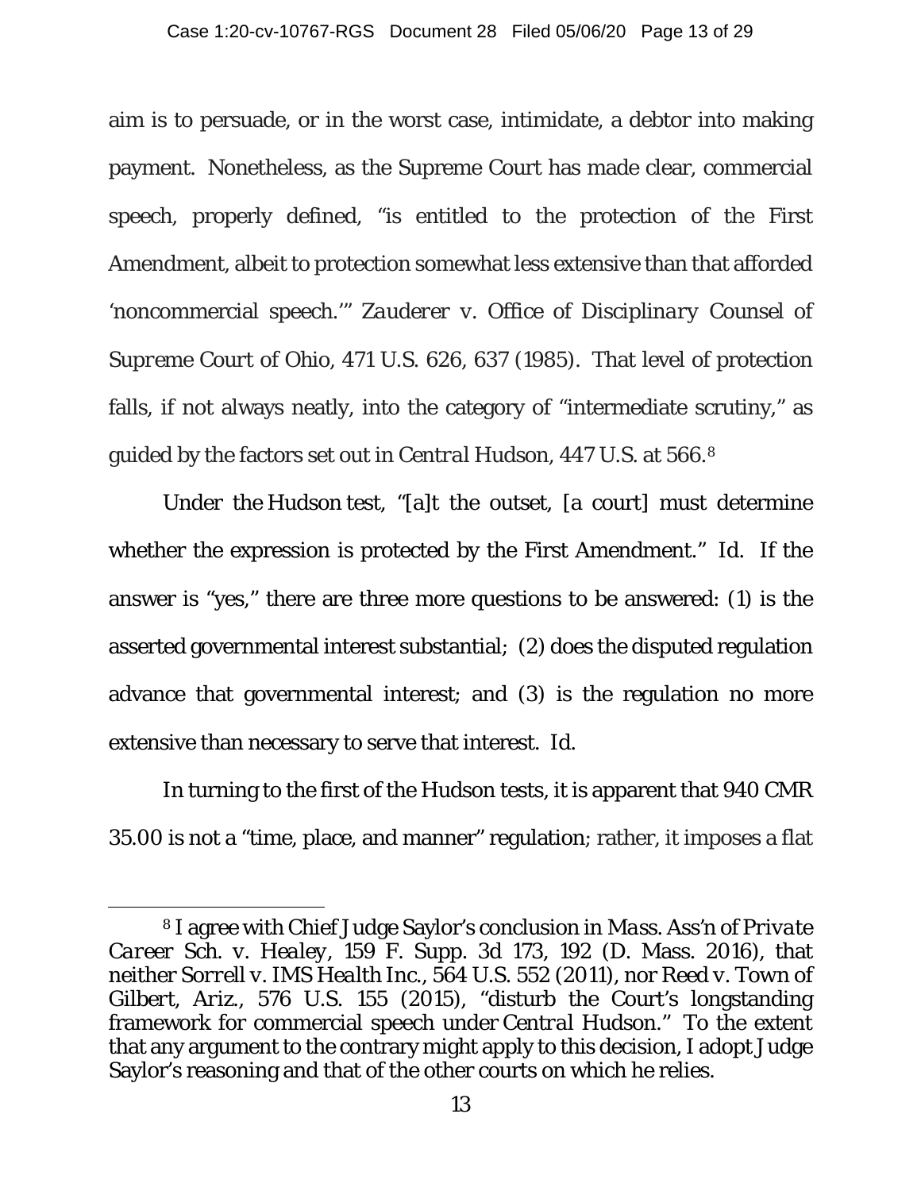aim is to persuade, or in the worst case, intimidate, a debtor into making payment. Nonetheless, as the Supreme Court has made clear, commercial speech, properly defined, "is entitled to the protection of the First Amendment, albeit to protection somewhat less extensive than that afforded 'noncommercial speech.'" *Zauderer v. Office of Disciplinary Counsel of Supreme Court of Ohio*, 471 U.S. 626, 637 (1985). That level of protection falls, if not always neatly, into the category of "intermediate scrutiny," as guided by the factors set out in *Central Hudson*, 447 U.S. at 566.[8]

Under the Hudson test, "[a]t the outset, [a court] must determine whether the expression is protected by the First Amendment." *Id.* If the answer is "yes," there are three more questions to be answered: (1) is the asserted governmental interest substantial; (2) does the disputed regulation advance that governmental interest; and (3) is the regulation no more extensive than necessary to serve that interest. *Id.*

In turning to the first of the Hudson tests, it is apparent that 940 CMR 35.00 is not a "time, place, and manner" regulation; rather, it imposes a flat

---

[8] I agree with Chief Judge Saylor's conclusion in *Mass. Ass'n of Private Career Sch. v. Healey*, 159 F. Supp. 3d 173, 192 (D. Mass. 2016), that neither *Sorrell v. IMS Health Inc.*, 564 U.S. 552 (2011), nor *Reed v. Town of Gilbert, Ariz.*, 576 U.S. 155 (2015), "disturb the Court's longstanding framework for commercial speech under *Central Hudson*." To the extent that any argument to the contrary might apply to this decision, I adopt Judge Saylor's reasoning and that of the other courts on which he relies.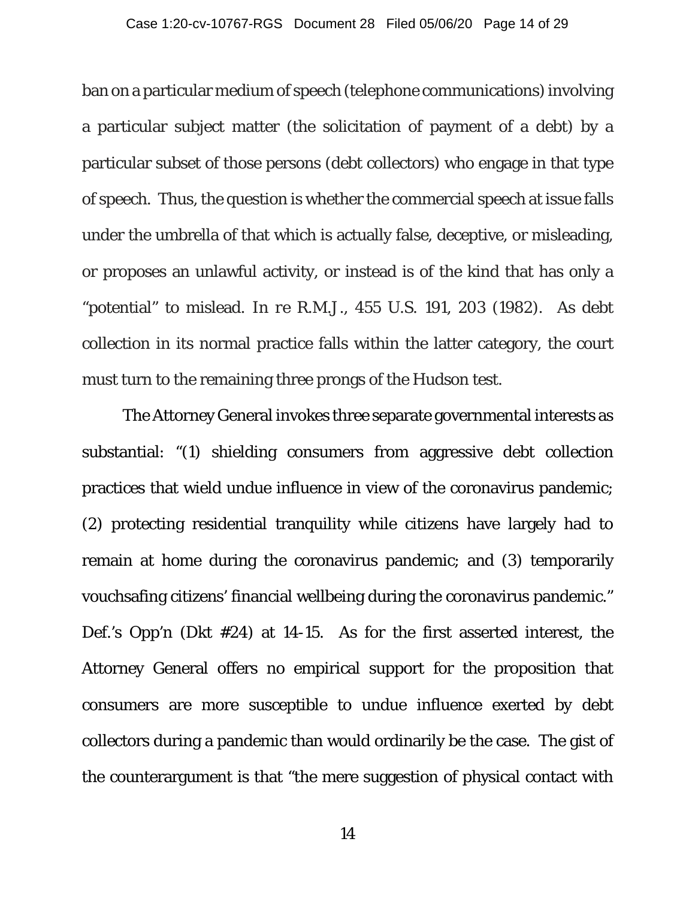ban on a particular medium of speech (telephone communications) involving a particular subject matter (the solicitation of payment of a debt) by a particular subset of those persons (debt collectors) who engage in that type of speech. Thus, the question is whether the commercial speech at issue falls under the umbrella of that which is actually false, deceptive, or misleading, or proposes an unlawful activity, or instead is of the kind that has only a "potential" to mislead. *In re R.M.J.*, 455 U.S. 191, 203 (1982). As debt collection in its normal practice falls within the latter category, the court must turn to the remaining three prongs of the Hudson test.

The Attorney General invokes three separate governmental interests as substantial: "(1) shielding consumers from aggressive debt collection practices that wield undue influence in view of the coronavirus pandemic; (2) protecting residential tranquility while citizens have largely had to remain at home during the coronavirus pandemic; and (3) temporarily vouchsafing citizens' financial wellbeing during the coronavirus pandemic." Def.'s Opp'n (Dkt #24) at 14-15. As for the first asserted interest, the Attorney General offers no empirical support for the proposition that consumers are more susceptible to undue influence exerted by debt collectors during a pandemic than would ordinarily be the case. The gist of the counterargument is that "the mere suggestion of physical contact with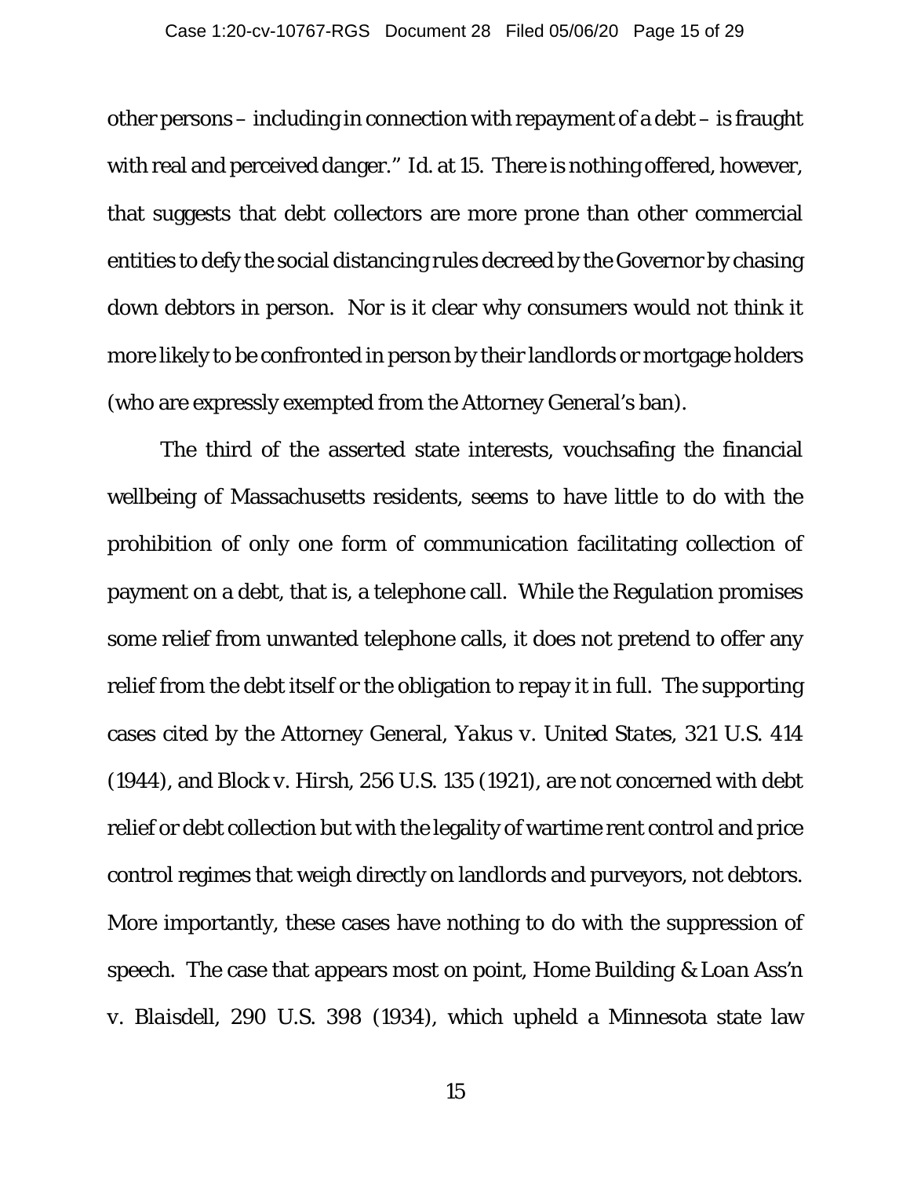other persons – including in connection with repayment of a debt – is fraught with real and perceived danger." *Id.* at 15. There is nothing offered, however, that suggests that debt collectors are more prone than other commercial entities to defy the social distancing rules decreed by the Governor by chasing down debtors in person. Nor is it clear why consumers would not think it more likely to be confronted in person by their landlords or mortgage holders (who are expressly exempted from the Attorney General's ban).

The third of the asserted state interests, vouchsafing the financial wellbeing of Massachusetts residents, seems to have little to do with the prohibition of only one form of communication facilitating collection of payment on a debt, that is, a telephone call. While the Regulation promises some relief from unwanted telephone calls, it does not pretend to offer any relief from the debt itself or the obligation to repay it in full. The supporting cases cited by the Attorney General, *Yakus v. United States*, 321 U.S. 414 (1944), and *Block v. Hirsh*, 256 U.S. 135 (1921), are not concerned with debt relief or debt collection but with the legality of wartime rent control and price control regimes that weigh directly on landlords and purveyors, not debtors. More importantly, these cases have nothing to do with the suppression of speech. The case that appears most on point, *Home Building & Loan Ass'n v. Blaisdell*, 290 U.S. 398 (1934), which upheld a Minnesota state law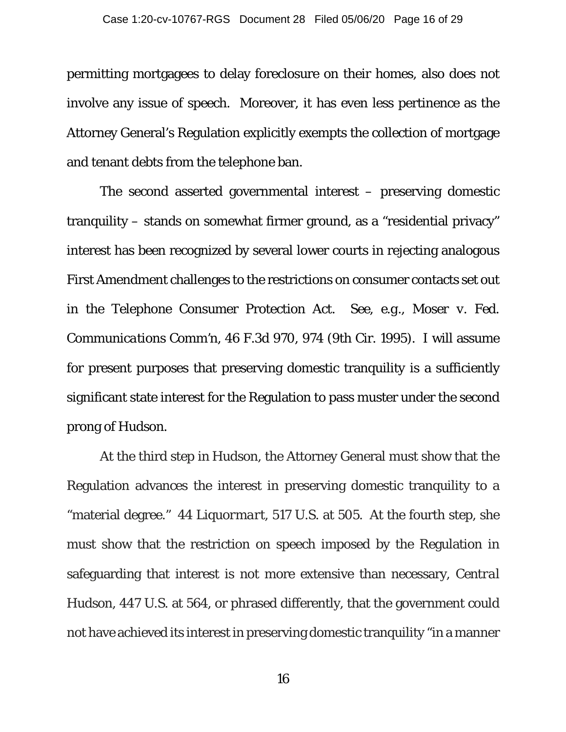permitting mortgagees to delay foreclosure on their homes, also does not involve any issue of speech. Moreover, it has even less pertinence as the Attorney General's Regulation explicitly exempts the collection of mortgage and tenant debts from the telephone ban.

The second asserted governmental interest – preserving domestic tranquility – stands on somewhat firmer ground, as a "residential privacy" interest has been recognized by several lower courts in rejecting analogous First Amendment challenges to the restrictions on consumer contacts set out in the Telephone Consumer Protection Act. *See, e.g.*, *Moser v. Fed. Communications Comm'n*, 46 F.3d 970, 974 (9th Cir. 1995). I will assume for present purposes that preserving domestic tranquility is a sufficiently significant state interest for the Regulation to pass muster under the second prong of Hudson.

At the third step in Hudson, the Attorney General must show that the Regulation advances the interest in preserving domestic tranquility to a "material degree." *44 Liquormart*, 517 U.S. at 505. At the fourth step, she must show that the restriction on speech imposed by the Regulation in safeguarding that interest is not more extensive than necessary, *Central Hudson*, 447 U.S. at 564, or phrased differently, that the government could not have achieved its interest in preserving domestic tranquility "in a manner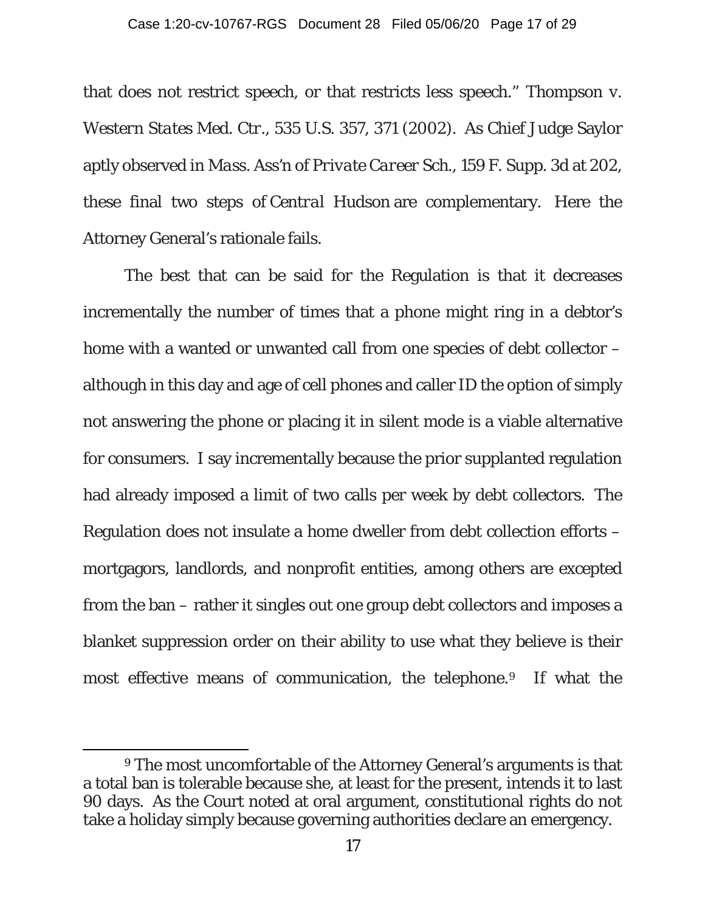that does not restrict speech, or that restricts less speech." Thompson v. *Western States Med. Ctr.*, 535 U.S. 357, 371 (2002). As Chief Judge Saylor aptly observed in *Mass. Ass'n of Private Career Sch.*, 159 F. Supp. 3d at 202, these final two steps of *Central Hudson* are complementary. Here the Attorney General's rationale fails.

The best that can be said for the Regulation is that it decreases incrementally the number of times that a phone might ring in a debtor's home with a wanted or unwanted call from one species of debt collector – although in this day and age of cell phones and caller ID the option of simply not answering the phone or placing it in silent mode is a viable alternative for consumers. I say incrementally because the prior supplanted regulation had already imposed a limit of two calls per week by debt collectors. The Regulation does not insulate a home dweller from debt collection efforts – mortgagors, landlords, and nonprofit entities, among others are excepted from the ban – rather it singles out one group debt collectors and imposes a blanket suppression order on their ability to use what they believe is their most effective means of communication, the telephone.[9] If what the

---

[9] The most uncomfortable of the Attorney General's arguments is that a total ban is tolerable because she, at least for the present, intends it to last 90 days. As the Court noted at oral argument, constitutional rights do not take a holiday simply because governing authorities declare an emergency.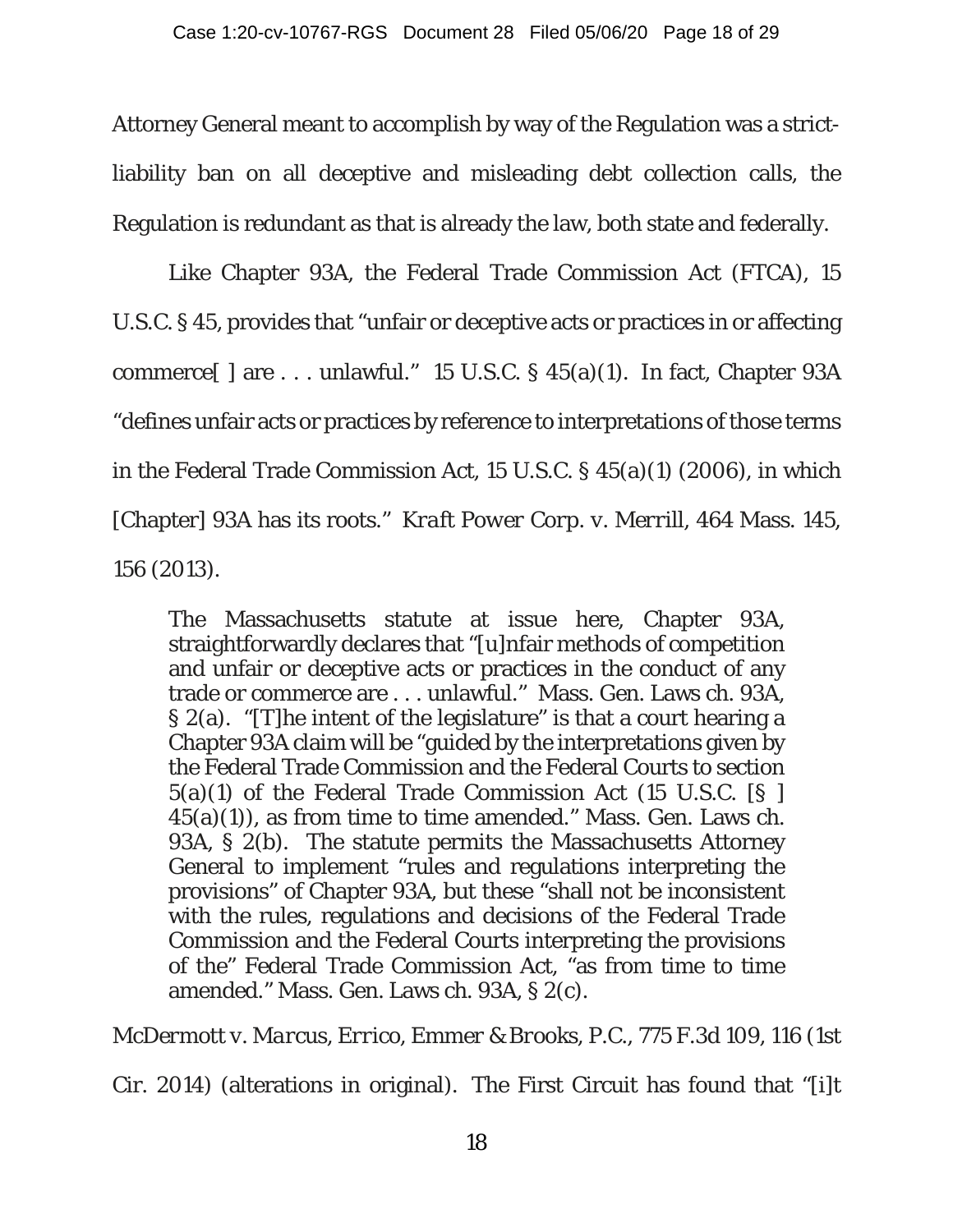Attorney General meant to accomplish by way of the Regulation was a strict-liability ban on all deceptive and misleading debt collection calls, the Regulation is redundant as that is already the law, both state and federally.

Like Chapter 93A, the Federal Trade Commission Act (FTCA), 15 U.S.C. § 45, provides that "unfair or deceptive acts or practices in or affecting commerce[ ] are . . . unlawful." 15 U.S.C. § 45(a)(1). In fact, Chapter 93A "defines unfair acts or practices by reference to interpretations of those terms in the Federal Trade Commission Act, 15 U.S.C. § 45(a)(1) (2006), in which [Chapter] 93A has its roots." *Kraft Power Corp. v. Merrill*, 464 Mass. 145, 156 (2013).

> The Massachusetts statute at issue here, Chapter 93A, straightforwardly declares that "[u]nfair methods of competition and unfair or deceptive acts or practices in the conduct of any trade or commerce are . . . unlawful." Mass. Gen. Laws ch. 93A, § 2(a). "[T]he intent of the legislature" is that a court hearing a Chapter 93A claim will be "guided by the interpretations given by the Federal Trade Commission and the Federal Courts to section 5(a)(1) of the Federal Trade Commission Act (15 U.S.C. [§ ] 45(a)(1)), as from time to time amended." Mass. Gen. Laws ch. 93A, § 2(b). The statute permits the Massachusetts Attorney General to implement "rules and regulations interpreting the provisions" of Chapter 93A, but these "shall not be inconsistent with the rules, regulations and decisions of the Federal Trade Commission and the Federal Courts interpreting the provisions of the" Federal Trade Commission Act, "as from time to time amended." Mass. Gen. Laws ch. 93A, § 2(c).

*McDermott v. Marcus, Errico, Emmer & Brooks, P.C.*, 775 F.3d 109, 116 (1st Cir. 2014) (alterations in original). The First Circuit has found that "[i]t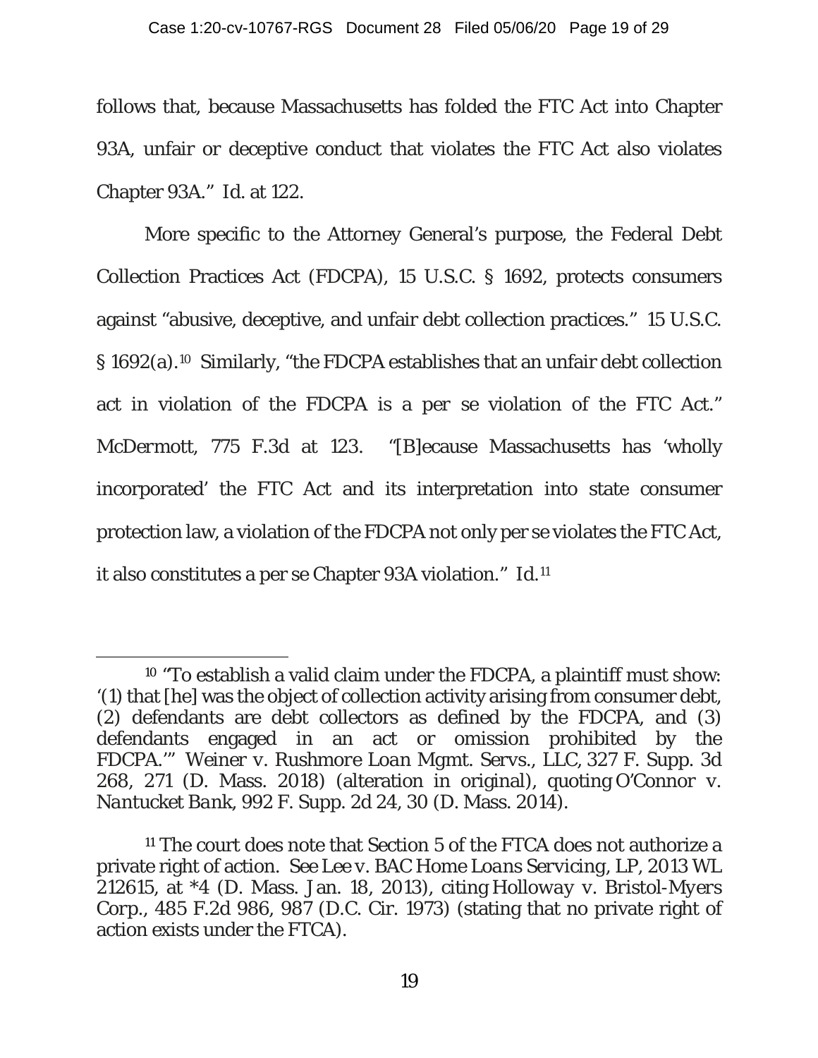follows that, because Massachusetts has folded the FTC Act into Chapter 93A, unfair or deceptive conduct that violates the FTC Act also violates Chapter 93A." *Id.* at 122.

More specific to the Attorney General's purpose, the Federal Debt Collection Practices Act (FDCPA), 15 U.S.C. § 1692, protects consumers against "abusive, deceptive, and unfair debt collection practices." 15 U.S.C. § 1692(a).[10] Similarly, "the FDCPA establishes that an unfair debt collection act in violation of the FDCPA is a per se violation of the FTC Act." *McDermott*, 775 F.3d at 123. "[B]ecause Massachusetts has 'wholly incorporated' the FTC Act and its interpretation into state consumer protection law, a violation of the FDCPA not only per se violates the FTC Act, it also constitutes a per se Chapter 93A violation." *Id.*[11]

---

[10] "To establish a valid claim under the FDCPA, a plaintiff must show: '(1) that [he] was the object of collection activity arising from consumer debt, (2) defendants are debt collectors as defined by the FDCPA, and (3) defendants engaged in an act or omission prohibited by the FDCPA.'" *Weiner v. Rushmore Loan Mgmt. Servs., LLC*, 327 F. Supp. 3d 268, 271 (D. Mass. 2018) (alteration in original), quoting *O'Connor v. Nantucket Bank*, 992 F. Supp. 2d 24, 30 (D. Mass. 2014).

[11] The court does note that Section 5 of the FTCA does not authorize a private right of action. *See Lee v. BAC Home Loans Servicing, LP*, 2013 WL 212615, at *4 (D. Mass. Jan. 18, 2013), citing *Holloway v. Bristol-Myers Corp.*, 485 F.2d 986, 987 (D.C. Cir. 1973) (stating that no private right of action exists under the FTCA).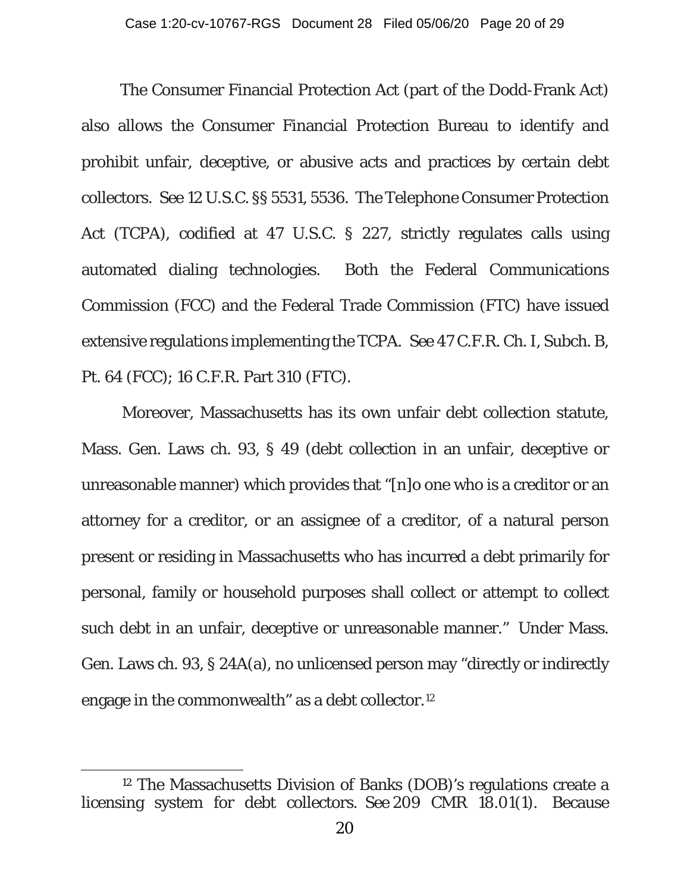The Consumer Financial Protection Act (part of the Dodd-Frank Act) also allows the Consumer Financial Protection Bureau to identify and prohibit unfair, deceptive, or abusive acts and practices by certain debt collectors. See 12 U.S.C. §§ 5531, 5536. The Telephone Consumer Protection Act (TCPA), codified at 47 U.S.C. § 227, strictly regulates calls using automated dialing technologies. Both the Federal Communications Commission (FCC) and the Federal Trade Commission (FTC) have issued extensive regulations implementing the TCPA. See 47 C.F.R. Ch. I, Subch. B, Pt. 64 (FCC); 16 C.F.R. Part 310 (FTC).

Moreover, Massachusetts has its own unfair debt collection statute, Mass. Gen. Laws ch. 93, § 49 (debt collection in an unfair, deceptive or unreasonable manner) which provides that "[n]o one who is a creditor or an attorney for a creditor, or an assignee of a creditor, of a natural person present or residing in Massachusetts who has incurred a debt primarily for personal, family or household purposes shall collect or attempt to collect such debt in an unfair, deceptive or unreasonable manner." Under Mass. Gen. Laws ch. 93, § 24A(a), no unlicensed person may "directly or indirectly engage in the commonwealth" as a debt collector.[12]

---

[12] The Massachusetts Division of Banks (DOB)'s regulations create a licensing system for debt collectors. See 209 CMR 18.01(1). Because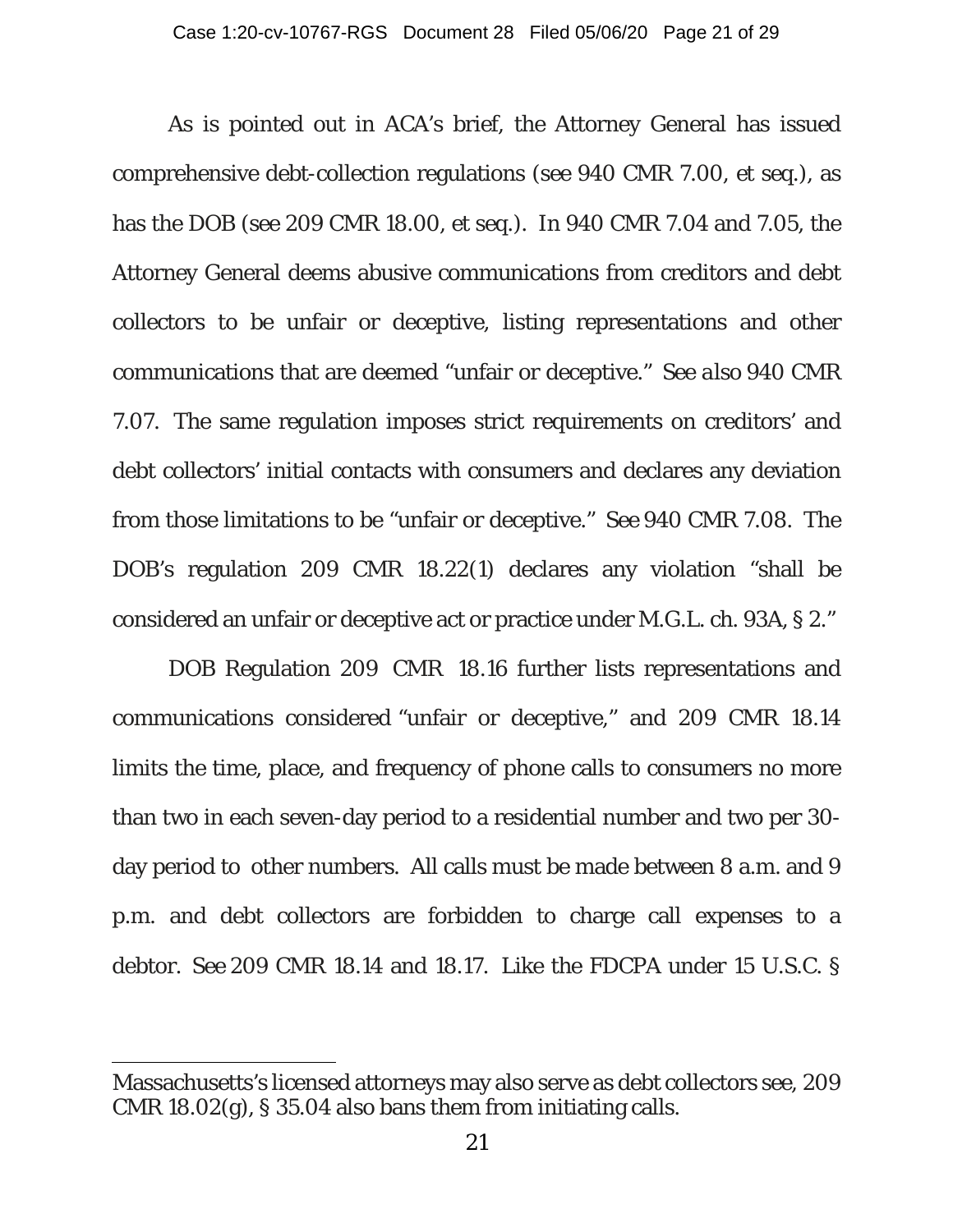As is pointed out in ACA's brief, the Attorney General has issued comprehensive debt-collection regulations (see 940 CMR 7.00, et seq.), as has the DOB (see 209 CMR 18.00, et seq.). In 940 CMR 7.04 and 7.05, the Attorney General deems abusive communications from creditors and debt collectors to be unfair or deceptive, listing representations and other communications that are deemed "unfair or deceptive." *See also* 940 CMR 7.07. The same regulation imposes strict requirements on creditors' and debt collectors' initial contacts with consumers and declares any deviation from those limitations to be "unfair or deceptive." *See* 940 CMR 7.08. The DOB's regulation 209 CMR 18.22(1) declares any violation "shall be considered an unfair or deceptive act or practice under M.G.L. ch. 93A, § 2."

DOB Regulation 209 CMR 18.16 further lists representations and communications considered "unfair or deceptive," and 209 CMR 18.14 limits the time, place, and frequency of phone calls to consumers no more than two in each seven-day period to a residential number and two per 30-day period to other numbers. All calls must be made between 8 a.m. and 9 p.m. and debt collectors are forbidden to charge call expenses to a debtor. *See* 209 CMR 18.14 and 18.17. Like the FDCPA under 15 U.S.C. §

---

Massachusetts's licensed attorneys may also serve as debt collectors see, 209 CMR 18.02(g), § 35.04 also bans them from initiating calls.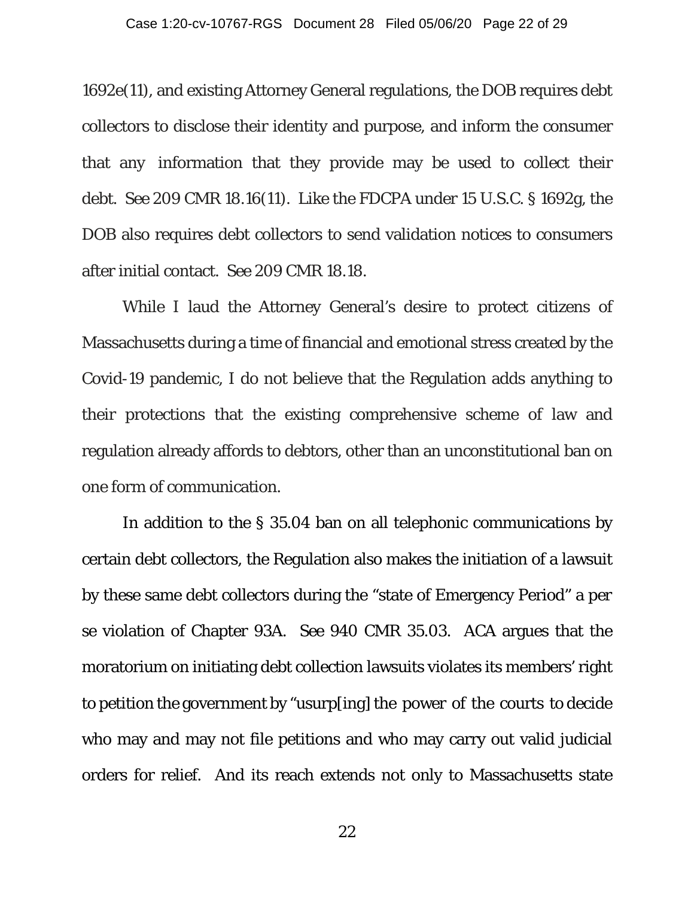1692e(11), and existing Attorney General regulations, the DOB requires debt collectors to disclose their identity and purpose, and inform the consumer that any information that they provide may be used to collect their debt. See 209 CMR 18.16(11). Like the FDCPA under 15 U.S.C. § 1692g, the DOB also requires debt collectors to send validation notices to consumers after initial contact. See 209 CMR 18.18.

While I laud the Attorney General's desire to protect citizens of Massachusetts during a time of financial and emotional stress created by the Covid-19 pandemic, I do not believe that the Regulation adds anything to their protections that the existing comprehensive scheme of law and regulation already affords to debtors, other than an unconstitutional ban on one form of communication.

In addition to the § 35.04 ban on all telephonic communications by certain debt collectors, the Regulation also makes the initiation of a lawsuit by these same debt collectors during the "state of Emergency Period" a per se violation of Chapter 93A. See 940 CMR 35.03. ACA argues that the moratorium on initiating debt collection lawsuits violates its members' right to petition the government by "usurp[ing] the power of the courts to decide who may and may not file petitions and who may carry out valid judicial orders for relief. And its reach extends not only to Massachusetts state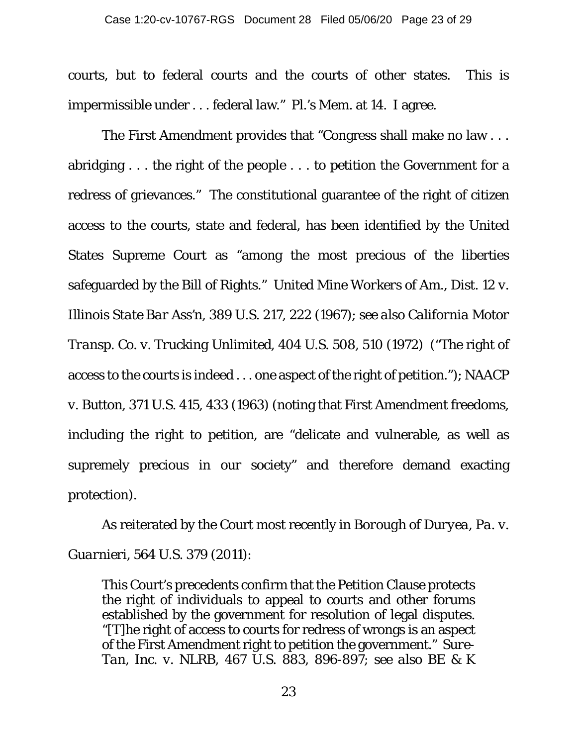courts, but to federal courts and the courts of other states. This is impermissible under . . . federal law." Pl.'s Mem. at 14. I agree.

The First Amendment provides that "Congress shall make no law . . . abridging . . . the right of the people . . . to petition the Government for a redress of grievances." The constitutional guarantee of the right of citizen access to the courts, state and federal, has been identified by the United States Supreme Court as "among the most precious of the liberties safeguarded by the Bill of Rights." *United Mine Workers of Am., Dist. 12 v. Illinois State Bar Ass'n*, 389 U.S. 217, 222 (1967); *see also California Motor Transp. Co. v. Trucking Unlimited*, 404 U.S. 508, 510 (1972) ("The right of access to the courts is indeed . . . one aspect of the right of petition."); NAACP v. Button, 371 U.S. 415, 433 (1963) (noting that First Amendment freedoms, including the right to petition, are "delicate and vulnerable, as well as supremely precious in our society" and therefore demand exacting protection).

As reiterated by the Court most recently in *Borough of Duryea, Pa. v. Guarnieri*, 564 U.S. 379 (2011):

> This Court's precedents confirm that the Petition Clause protects the right of individuals to appeal to courts and other forums established by the government for resolution of legal disputes. "[T]he right of access to courts for redress of wrongs is an aspect of the First Amendment right to petition the government." *Sure-Tan, Inc. v. NLRB*, 467 U.S. 883, 896-897; *see also BE & K*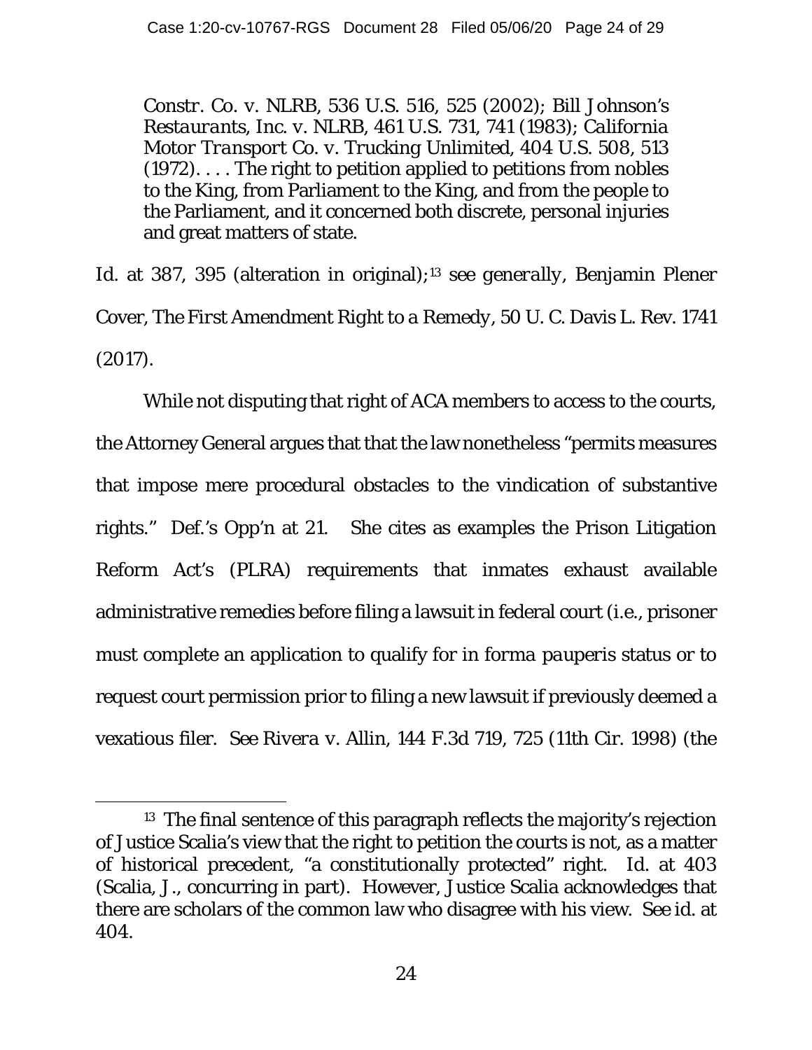> *Constr. Co. v. NLRB*, 536 U.S. 516, 525 (2002); *Bill Johnson's Restaurants, Inc. v. NLRB*, 461 U.S. 731, 741 (1983); *California Motor Transport Co. v. Trucking Unlimited*, 404 U.S. 508, 513 (1972). . . . The right to petition applied to petitions from nobles to the King, from Parliament to the King, and from the people to the Parliament, and it concerned both discrete, personal injuries and great matters of state.

*Id.* at 387, 395 (alteration in original);[13] *see generally*, Benjamin Plener Cover, *The First Amendment Right to a Remedy*, 50 U. C. Davis L. Rev. 1741 (2017).

While not disputing that right of ACA members to access to the courts, the Attorney General argues that that the law nonetheless "permits measures that impose mere procedural obstacles to the vindication of substantive rights." Def.'s Opp'n at 21. She cites as examples the Prison Litigation Reform Act's (PLRA) requirements that inmates exhaust available administrative remedies before filing a lawsuit in federal court (*i.e.*, prisoner must complete an application to qualify for *in forma pauperis* status or to request court permission prior to filing a new lawsuit if previously deemed a vexatious filer. *See Rivera v. Allin*, 144 F.3d 719, 725 (11th Cir. 1998) (the

[13] The final sentence of this paragraph reflects the majority's rejection of Justice Scalia's view that the right to petition the courts is not, as a matter of historical precedent, "a constitutionally protected" right. *Id.* at 403 (Scalia, J., concurring in part). However, Justice Scalia acknowledges that there are scholars of the common law who disagree with his view. *See id.* at 404.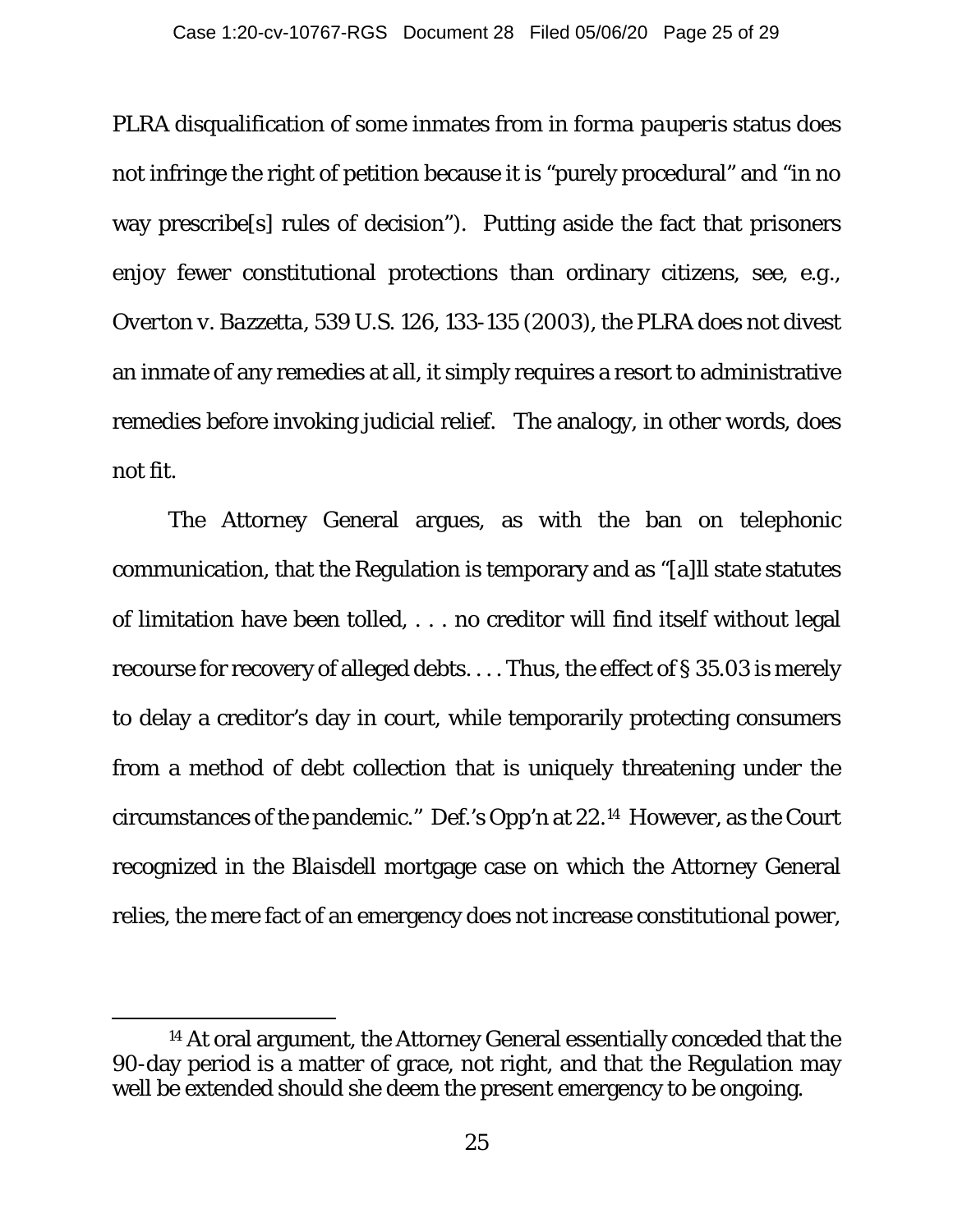PLRA disqualification of some inmates from *in forma pauperis* status does not infringe the right of petition because it is "purely procedural" and "in no way prescribe[s] rules of decision"). Putting aside the fact that prisoners enjoy fewer constitutional protections than ordinary citizens, *see, e.g.*, *Overton v. Bazzetta*, 539 U.S. 126, 133-135 (2003), the PLRA does not divest an inmate of any remedies at all, it simply requires a resort to administrative remedies before invoking judicial relief. The analogy, in other words, does not fit.

The Attorney General argues, as with the ban on telephonic communication, that the Regulation is temporary and as "[a]ll state statutes of limitation have been tolled, . . . no creditor will find itself without legal recourse for recovery of alleged debts. . . . Thus, the effect of § 35.03 is merely to delay a creditor's day in court, while temporarily protecting consumers from a method of debt collection that is uniquely threatening under the circumstances of the pandemic." Def.'s Opp'n at 22.[14] However, as the Court recognized in the *Blaisdell* mortgage case on which the Attorney General relies, the mere fact of an emergency does not increase constitutional power,

[14] At oral argument, the Attorney General essentially conceded that the 90-day period is a matter of grace, not right, and that the Regulation may well be extended should she deem the present emergency to be ongoing.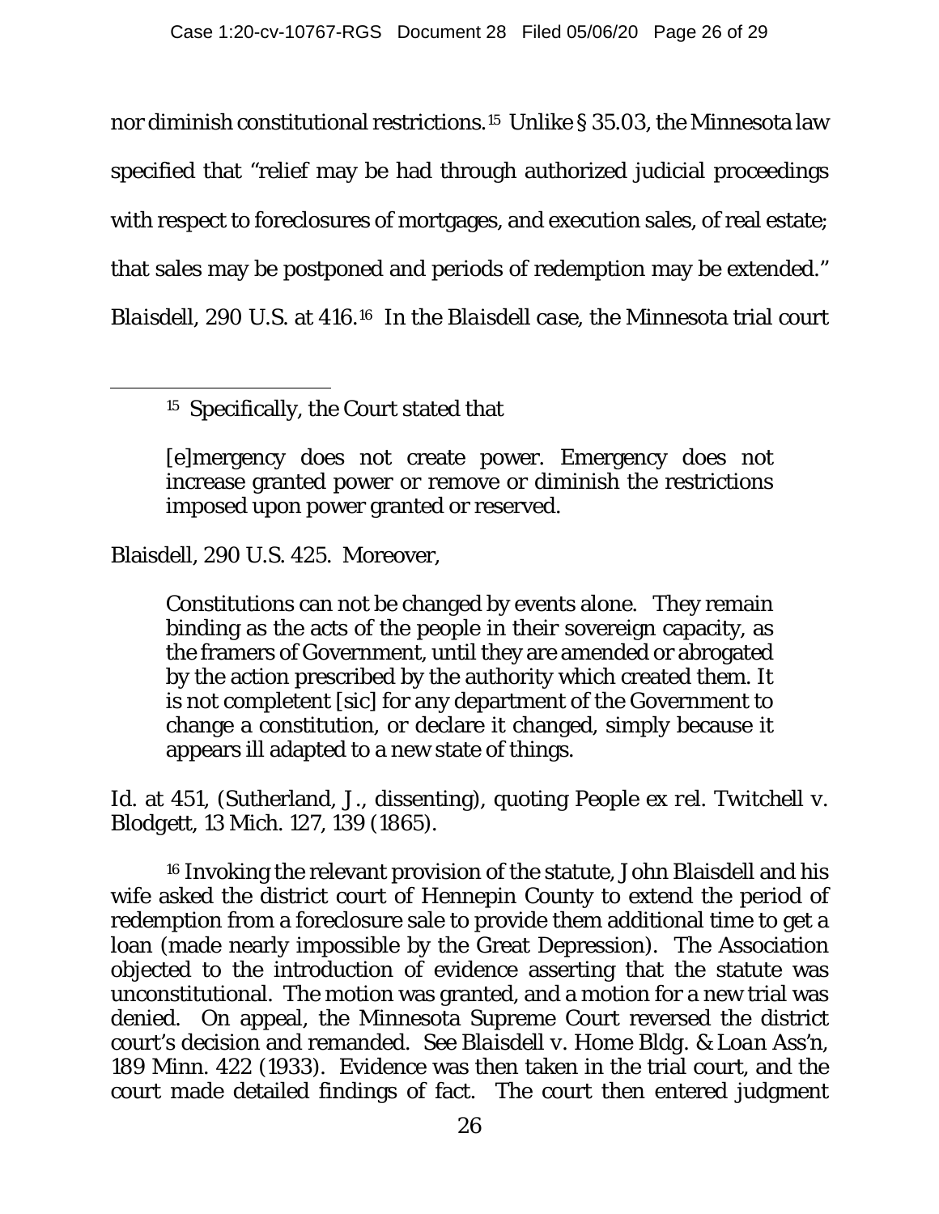nor diminish constitutional restrictions.[15] Unlike § 35.03, the Minnesota law specified that "relief may be had through authorized judicial proceedings with respect to foreclosures of mortgages, and execution sales, of real estate; that sales may be postponed and periods of redemption may be extended." *Blaisdell*, 290 U.S. at 416.[16] In the *Blaisdell* case, the Minnesota trial court

---

[15] Specifically, the Court stated that

> [e]mergency does not create power. Emergency does not increase granted power or remove or diminish the restrictions imposed upon power granted or reserved.

*Blaisdell*, 290 U.S. 425. Moreover,

> Constitutions can not be changed by events alone. They remain binding as the acts of the people in their sovereign capacity, as the framers of Government, until they are amended or abrogated by the action prescribed by the authority which created them. It is not completent [sic] for any department of the Government to change a constitution, or declare it changed, simply because it appears ill adapted to a new state of things.

*Id.* at 451, (Sutherland, J., dissenting), quoting *People ex rel. Twitchell v. Blodgett*, 13 Mich. 127, 139 (1865).

[16] Invoking the relevant provision of the statute, John Blaisdell and his wife asked the district court of Hennepin County to extend the period of redemption from a foreclosure sale to provide them additional time to get a loan (made nearly impossible by the Great Depression). The Association objected to the introduction of evidence asserting that the statute was unconstitutional. The motion was granted, and a motion for a new trial was denied. On appeal, the Minnesota Supreme Court reversed the district court's decision and remanded. *See Blaisdell v. Home Bldg. & Loan Ass'n*, 189 Minn. 422 (1933). Evidence was then taken in the trial court, and the court made detailed findings of fact. The court then entered judgment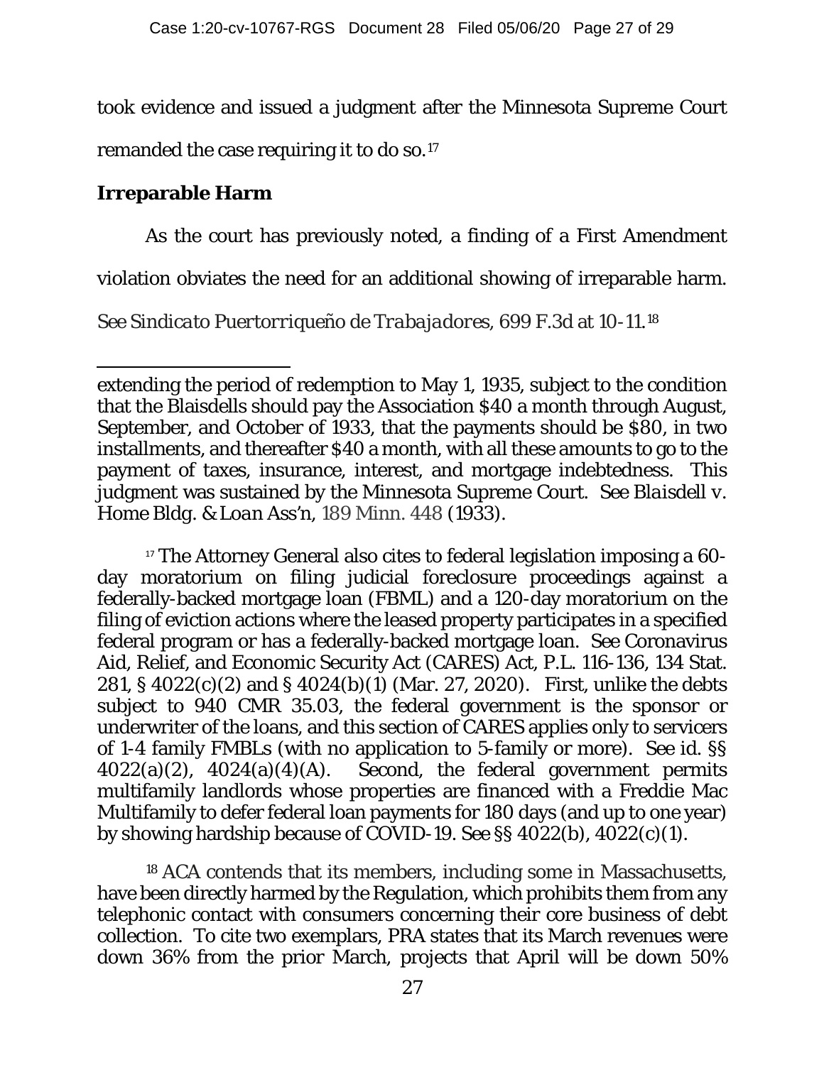took evidence and issued a judgment after the Minnesota Supreme Court remanded the case requiring it to do so.[17]

**Irreparable Harm**

As the court has previously noted, a finding of a First Amendment violation obviates the need for an additional showing of irreparable harm. *See Sindicato Puertorriqueño de Trabajadores*, 699 F.3d at 10-11.[18]

---

extending the period of redemption to May 1, 1935, subject to the condition that the Blaisdells should pay the Association $40 a month through August, September, and October of 1933, that the payments should be $80, in two installments, and thereafter $40 a month, with all these amounts to go to the payment of taxes, insurance, interest, and mortgage indebtedness. This judgment was sustained by the Minnesota Supreme Court. *See Blaisdell v. Home Bldg. & Loan Ass'n*, 189 Minn. 448 (1933).

[17] The Attorney General also cites to federal legislation imposing a 60-day moratorium on filing judicial foreclosure proceedings against a federally-backed mortgage loan (FBML) and a 120-day moratorium on the filing of eviction actions where the leased property participates in a specified federal program or has a federally-backed mortgage loan. See Coronavirus Aid, Relief, and Economic Security Act (CARES) Act, P.L. 116-136, 134 Stat. 281, § 4022(c)(2) and § 4024(b)(1) (Mar. 27, 2020). First, unlike the debts subject to 940 CMR 35.03, the federal government is the sponsor or underwriter of the loans, and this section of CARES applies only to servicers of 1-4 family FMBLs (with no application to 5-family or more). See id. §§ 4022(a)(2), 4024(a)(4)(A). Second, the federal government permits multifamily landlords whose properties are financed with a Freddie Mac Multifamily to defer federal loan payments for 180 days (and up to one year) by showing hardship because of COVID-19. See §§ 4022(b), 4022(c)(1).

[18] ACA contends that its members, including some in Massachusetts, have been directly harmed by the Regulation, which prohibits them from any telephonic contact with consumers concerning their core business of debt collection. To cite two exemplars, PRA states that its March revenues were down 36% from the prior March, projects that April will be down 50%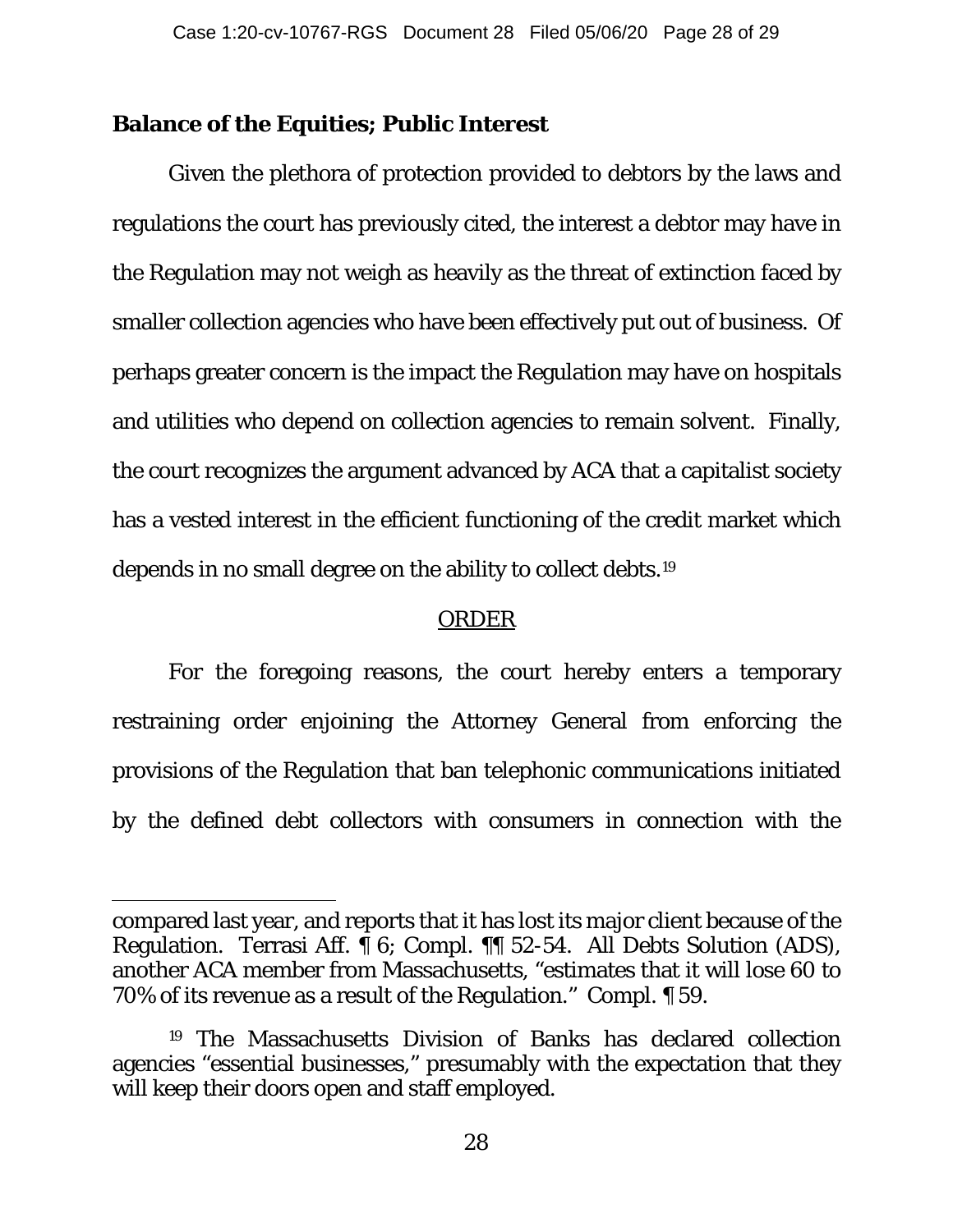**Balance of the Equities; Public Interest**

Given the plethora of protection provided to debtors by the laws and regulations the court has previously cited, the interest a debtor may have in the Regulation may not weigh as heavily as the threat of extinction faced by smaller collection agencies who have been effectively put out of business. Of perhaps greater concern is the impact the Regulation may have on hospitals and utilities who depend on collection agencies to remain solvent. Finally, the court recognizes the argument advanced by ACA that a capitalist society has a vested interest in the efficient functioning of the credit market which depends in no small degree on the ability to collect debts.[19]

ORDER

For the foregoing reasons, the court hereby enters a temporary restraining order enjoining the Attorney General from enforcing the provisions of the Regulation that ban telephonic communications initiated by the defined debt collectors with consumers in connection with the

---

compared last year, and reports that it has lost its major client because of the Regulation. Terrasi Aff. ¶ 6; Compl. ¶¶ 52-54. All Debts Solution (ADS), another ACA member from Massachusetts, "estimates that it will lose 60 to 70% of its revenue as a result of the Regulation." Compl. ¶ 59.

[19] The Massachusetts Division of Banks has declared collection agencies "essential businesses," presumably with the expectation that they will keep their doors open and staff employed.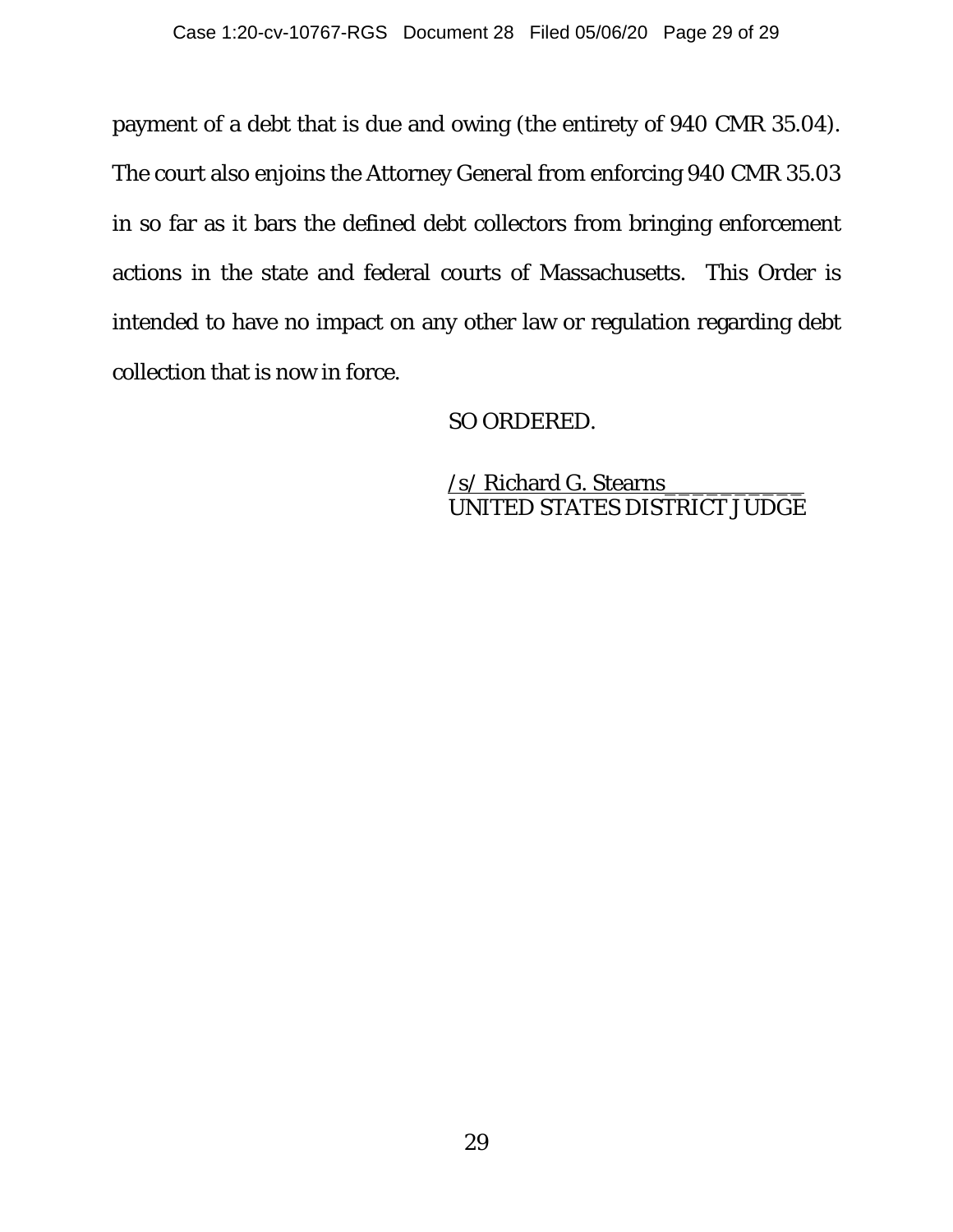payment of a debt that is due and owing (the entirety of 940 CMR 35.04). The court also enjoins the Attorney General from enforcing 940 CMR 35.03 in so far as it bars the defined debt collectors from bringing enforcement actions in the state and federal courts of Massachusetts. This Order is intended to have no impact on any other law or regulation regarding debt collection that is now in force.

SO ORDERED.

/s/ Richard G. Stearns
UNITED STATES DISTRICT JUDGE